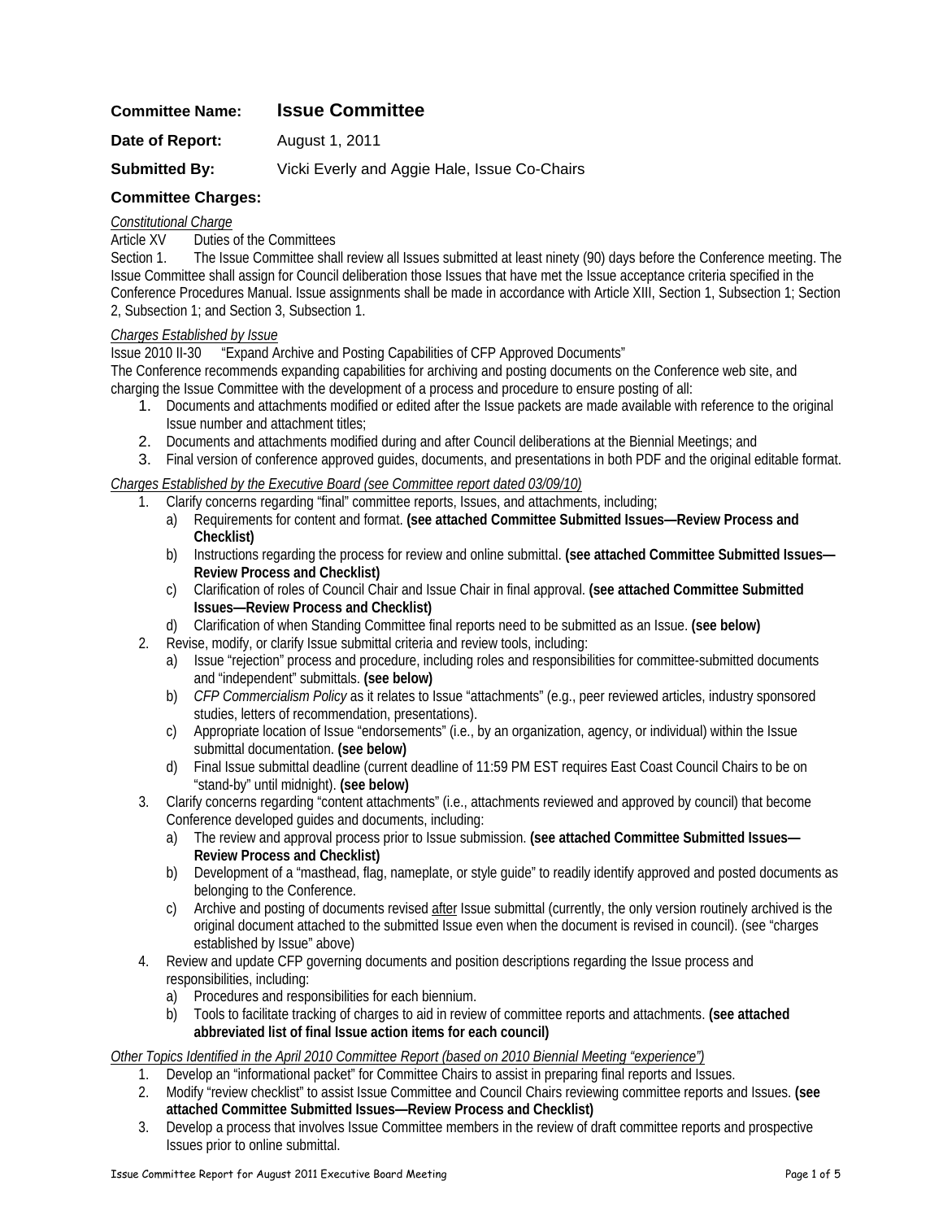**Committee Name:** **Issue Committee**

**Date of Report:** August 1, 2011

**Submitted By:** Vicki Everly and Aggie Hale, Issue Co-Chairs

### Committee Charges:

*Constitutional Charge*

Article XV Duties of the Committees

Section 1. The Issue Committee shall review all Issues submitted at least ninety (90) days before the Conference meeting. The Issue Committee shall assign for Council deliberation those Issues that have met the Issue acceptance criteria specified in the Conference Procedures Manual. Issue assignments shall be made in accordance with Article XIII, Section 1, Subsection 1; Section 2, Subsection 1; and Section 3, Subsection 1.

*Charges Established by Issue*

Issue 2010 II-30 "Expand Archive and Posting Capabilities of CFP Approved Documents"

The Conference recommends expanding capabilities for archiving and posting documents on the Conference web site, and charging the Issue Committee with the development of a process and procedure to ensure posting of all:

1. Documents and attachments modified or edited after the Issue packets are made available with reference to the original Issue number and attachment titles;
2. Documents and attachments modified during and after Council deliberations at the Biennial Meetings; and
3. Final version of conference approved guides, documents, and presentations in both PDF and the original editable format.

*Charges Established by the Executive Board (see Committee report dated 03/09/10)*

1. Clarify concerns regarding "final" committee reports, Issues, and attachments, including;
   a) Requirements for content and format. **(see attached Committee Submitted Issues—Review Process and Checklist)**
   b) Instructions regarding the process for review and online submittal. **(see attached Committee Submitted Issues—Review Process and Checklist)**
   c) Clarification of roles of Council Chair and Issue Chair in final approval. **(see attached Committee Submitted Issues—Review Process and Checklist)**
   d) Clarification of when Standing Committee final reports need to be submitted as an Issue. **(see below)**
2. Revise, modify, or clarify Issue submittal criteria and review tools, including:
   a) Issue "rejection" process and procedure, including roles and responsibilities for committee-submitted documents and "independent" submittals. **(see below)**
   b) *CFP Commercialism Policy* as it relates to Issue "attachments" (e.g., peer reviewed articles, industry sponsored studies, letters of recommendation, presentations).
   c) Appropriate location of Issue "endorsements" (i.e., by an organization, agency, or individual) within the Issue submittal documentation. **(see below)**
   d) Final Issue submittal deadline (current deadline of 11:59 PM EST requires East Coast Council Chairs to be on "stand-by" until midnight). **(see below)**
3. Clarify concerns regarding "content attachments" (i.e., attachments reviewed and approved by council) that become Conference developed guides and documents, including:
   a) The review and approval process prior to Issue submission. **(see attached Committee Submitted Issues—Review Process and Checklist)**
   b) Development of a "masthead, flag, nameplate, or style guide" to readily identify approved and posted documents as belonging to the Conference.
   c) Archive and posting of documents revised after Issue submittal (currently, the only version routinely archived is the original document attached to the submitted Issue even when the document is revised in council). (see "charges established by Issue" above)
4. Review and update CFP governing documents and position descriptions regarding the Issue process and responsibilities, including:
   a) Procedures and responsibilities for each biennium.
   b) Tools to facilitate tracking of charges to aid in review of committee reports and attachments. **(see attached abbreviated list of final Issue action items for each council)**

*Other Topics Identified in the April 2010 Committee Report (based on 2010 Biennial Meeting "experience")*

1. Develop an "informational packet" for Committee Chairs to assist in preparing final reports and Issues.
2. Modify "review checklist" to assist Issue Committee and Council Chairs reviewing committee reports and Issues. **(see attached Committee Submitted Issues—Review Process and Checklist)**
3. Develop a process that involves Issue Committee members in the review of draft committee reports and prospective Issues prior to online submittal.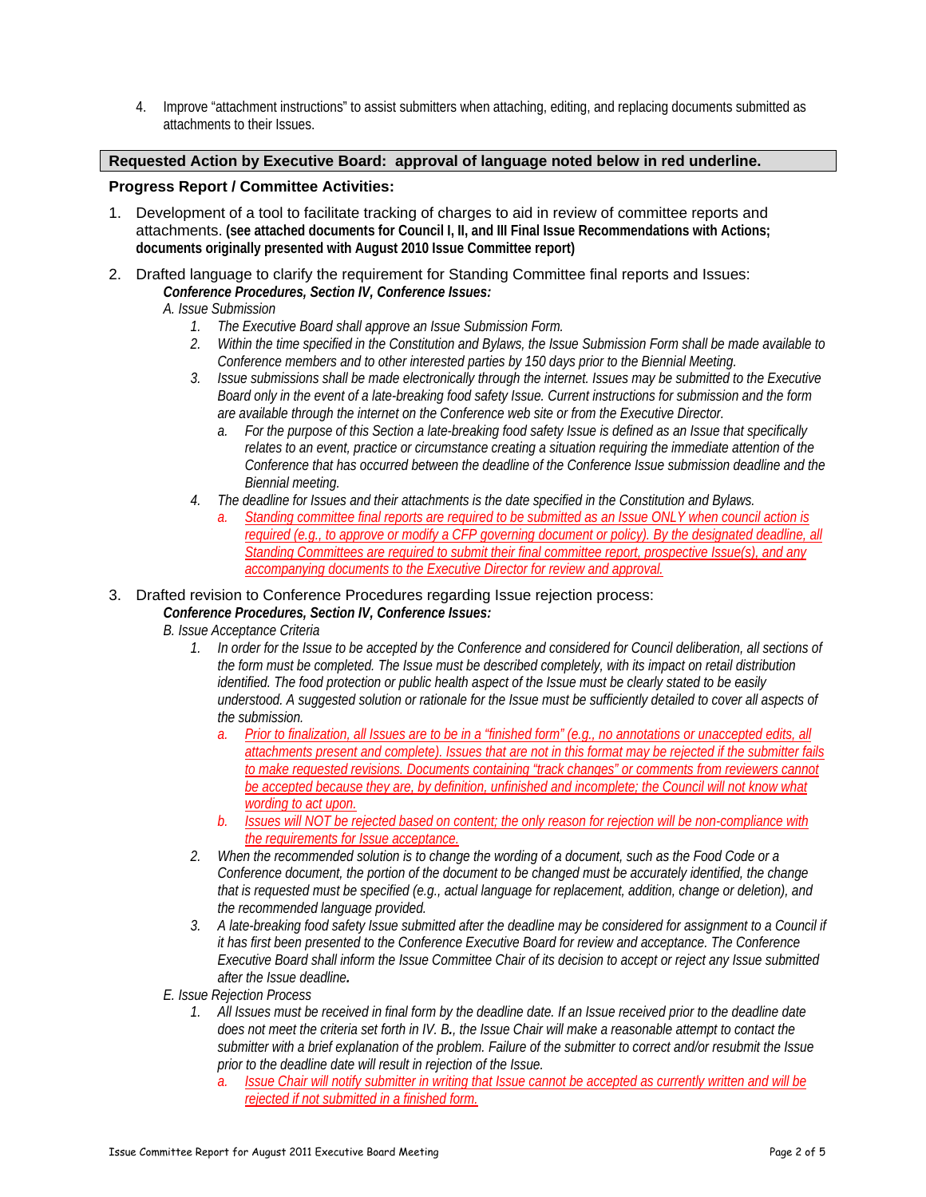4. Improve "attachment instructions" to assist submitters when attaching, editing, and replacing documents submitted as attachments to their Issues.

**Requested Action by Executive Board: approval of language noted below in red underline.**

**Progress Report / Committee Activities:**

1. Development of a tool to facilitate tracking of charges to aid in review of committee reports and attachments. **(see attached documents for Council I, II, and III Final Issue Recommendations with Actions; documents originally presented with August 2010 Issue Committee report)**

2. Drafted language to clarify the requirement for Standing Committee final reports and Issues:
   ***Conference Procedures, Section IV, Conference Issues:***
   *A. Issue Submission*
   1. *The Executive Board shall approve an Issue Submission Form.*
   2. *Within the time specified in the Constitution and Bylaws, the Issue Submission Form shall be made available to Conference members and to other interested parties by 150 days prior to the Biennial Meeting.*
   3. *Issue submissions shall be made electronically through the internet. Issues may be submitted to the Executive Board only in the event of a late-breaking food safety Issue. Current instructions for submission and the form are available through the internet on the Conference web site or from the Executive Director.*
      a. *For the purpose of this Section a late-breaking food safety Issue is defined as an Issue that specifically relates to an event, practice or circumstance creating a situation requiring the immediate attention of the Conference that has occurred between the deadline of the Conference Issue submission deadline and the Biennial meeting.*
   4. *The deadline for Issues and their attachments is the date specified in the Constitution and Bylaws.*
      a. *Standing committee final reports are required to be submitted as an Issue ONLY when council action is required (e.g., to approve or modify a CFP governing document or policy). By the designated deadline, all Standing Committees are required to submit their final committee report, prospective Issue(s), and any accompanying documents to the Executive Director for review and approval.*

3. Drafted revision to Conference Procedures regarding Issue rejection process:
   ***Conference Procedures, Section IV, Conference Issues:***
   *B. Issue Acceptance Criteria*
   1. *In order for the Issue to be accepted by the Conference and considered for Council deliberation, all sections of the form must be completed. The Issue must be described completely, with its impact on retail distribution identified. The food protection or public health aspect of the Issue must be clearly stated to be easily understood. A suggested solution or rationale for the Issue must be sufficiently detailed to cover all aspects of the submission.*
      a. *Prior to finalization, all Issues are to be in a "finished form" (e.g., no annotations or unaccepted edits, all attachments present and complete). Issues that are not in this format may be rejected if the submitter fails to make requested revisions. Documents containing "track changes" or comments from reviewers cannot be accepted because they are, by definition, unfinished and incomplete; the Council will not know what wording to act upon.*
      b. *Issues will NOT be rejected based on content; the only reason for rejection will be non-compliance with the requirements for Issue acceptance.*
   2. *When the recommended solution is to change the wording of a document, such as the Food Code or a Conference document, the portion of the document to be changed must be accurately identified, the change that is requested must be specified (e.g., actual language for replacement, addition, change or deletion), and the recommended language provided.*
   3. *A late-breaking food safety Issue submitted after the deadline may be considered for assignment to a Council if it has first been presented to the Conference Executive Board for review and acceptance. The Conference Executive Board shall inform the Issue Committee Chair of its decision to accept or reject any Issue submitted after the Issue deadline.*

   *E. Issue Rejection Process*
   1. *All Issues must be received in final form by the deadline date. If an Issue received prior to the deadline date does not meet the criteria set forth in IV. B., the Issue Chair will make a reasonable attempt to contact the submitter with a brief explanation of the problem. Failure of the submitter to correct and/or resubmit the Issue prior to the deadline date will result in rejection of the Issue.*
      a. *Issue Chair will notify submitter in writing that Issue cannot be accepted as currently written and will be rejected if not submitted in a finished form.*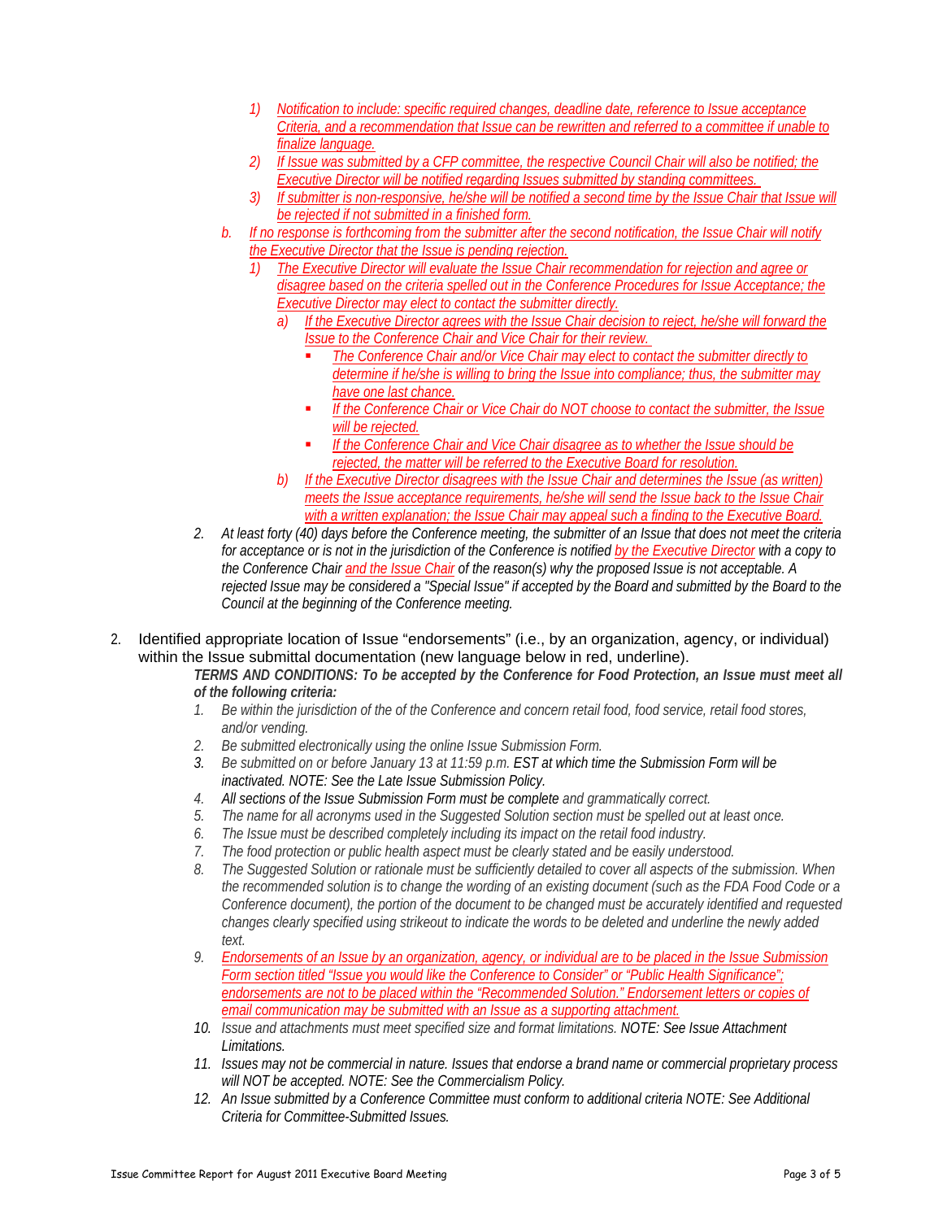1) *Notification to include: specific required changes, deadline date, reference to Issue acceptance Criteria, and a recommendation that Issue can be rewritten and referred to a committee if unable to finalize language.*
2) *If Issue was submitted by a CFP committee, the respective Council Chair will also be notified; the Executive Director will be notified regarding Issues submitted by standing committees.*
3) *If submitter is non-responsive, he/she will be notified a second time by the Issue Chair that Issue will be rejected if not submitted in a finished form.*

b. *If no response is forthcoming from the submitter after the second notification, the Issue Chair will notify the Executive Director that the Issue is pending rejection.*

1) *The Executive Director will evaluate the Issue Chair recommendation for rejection and agree or disagree based on the criteria spelled out in the Conference Procedures for Issue Acceptance; the Executive Director may elect to contact the submitter directly.*
   a) *If the Executive Director agrees with the Issue Chair decision to reject, he/she will forward the Issue to the Conference Chair and Vice Chair for their review.*
      - *The Conference Chair and/or Vice Chair may elect to contact the submitter directly to determine if he/she is willing to bring the Issue into compliance; thus, the submitter may have one last chance.*
      - *If the Conference Chair or Vice Chair do NOT choose to contact the submitter, the Issue will be rejected.*
      - *If the Conference Chair and Vice Chair disagree as to whether the Issue should be rejected, the matter will be referred to the Executive Board for resolution.*
   b) *If the Executive Director disagrees with the Issue Chair and determines the Issue (as written) meets the Issue acceptance requirements, he/she will send the Issue back to the Issue Chair with a written explanation; the Issue Chair may appeal such a finding to the Executive Board.*

2. *At least forty (40) days before the Conference meeting, the submitter of an Issue that does not meet the criteria for acceptance or is not in the jurisdiction of the Conference is notified by the Executive Director with a copy to the Conference Chair and the Issue Chair of the reason(s) why the proposed Issue is not acceptable. A rejected Issue may be considered a "Special Issue" if accepted by the Board and submitted by the Board to the Council at the beginning of the Conference meeting.*

2. Identified appropriate location of Issue "endorsements" (i.e., by an organization, agency, or individual) within the Issue submittal documentation (new language below in red, underline).

***TERMS AND CONDITIONS: To be accepted by the Conference for Food Protection, an Issue must meet all of the following criteria:***

1. *Be within the jurisdiction of the of the Conference and concern retail food, food service, retail food stores, and/or vending.*
2. *Be submitted electronically using the online Issue Submission Form.*
3. *Be submitted on or before January 13 at 11:59 p.m. EST at which time the Submission Form will be inactivated. NOTE: See the Late Issue Submission Policy.*
4. *All sections of the Issue Submission Form must be complete and grammatically correct.*
5. *The name for all acronyms used in the Suggested Solution section must be spelled out at least once.*
6. *The Issue must be described completely including its impact on the retail food industry.*
7. *The food protection or public health aspect must be clearly stated and be easily understood.*
8. *The Suggested Solution or rationale must be sufficiently detailed to cover all aspects of the submission. When the recommended solution is to change the wording of an existing document (such as the FDA Food Code or a Conference document), the portion of the document to be changed must be accurately identified and requested changes clearly specified using strikeout to indicate the words to be deleted and underline the newly added text.*
9. *Endorsements of an Issue by an organization, agency, or individual are to be placed in the Issue Submission Form section titled "Issue you would like the Conference to Consider" or "Public Health Significance"; endorsements are not to be placed within the "Recommended Solution." Endorsement letters or copies of email communication may be submitted with an Issue as a supporting attachment.*
10. *Issue and attachments must meet specified size and format limitations. NOTE: See Issue Attachment Limitations.*
11. *Issues may not be commercial in nature. Issues that endorse a brand name or commercial proprietary process will NOT be accepted. NOTE: See the Commercialism Policy.*
12. *An Issue submitted by a Conference Committee must conform to additional criteria NOTE: See Additional Criteria for Committee-Submitted Issues.*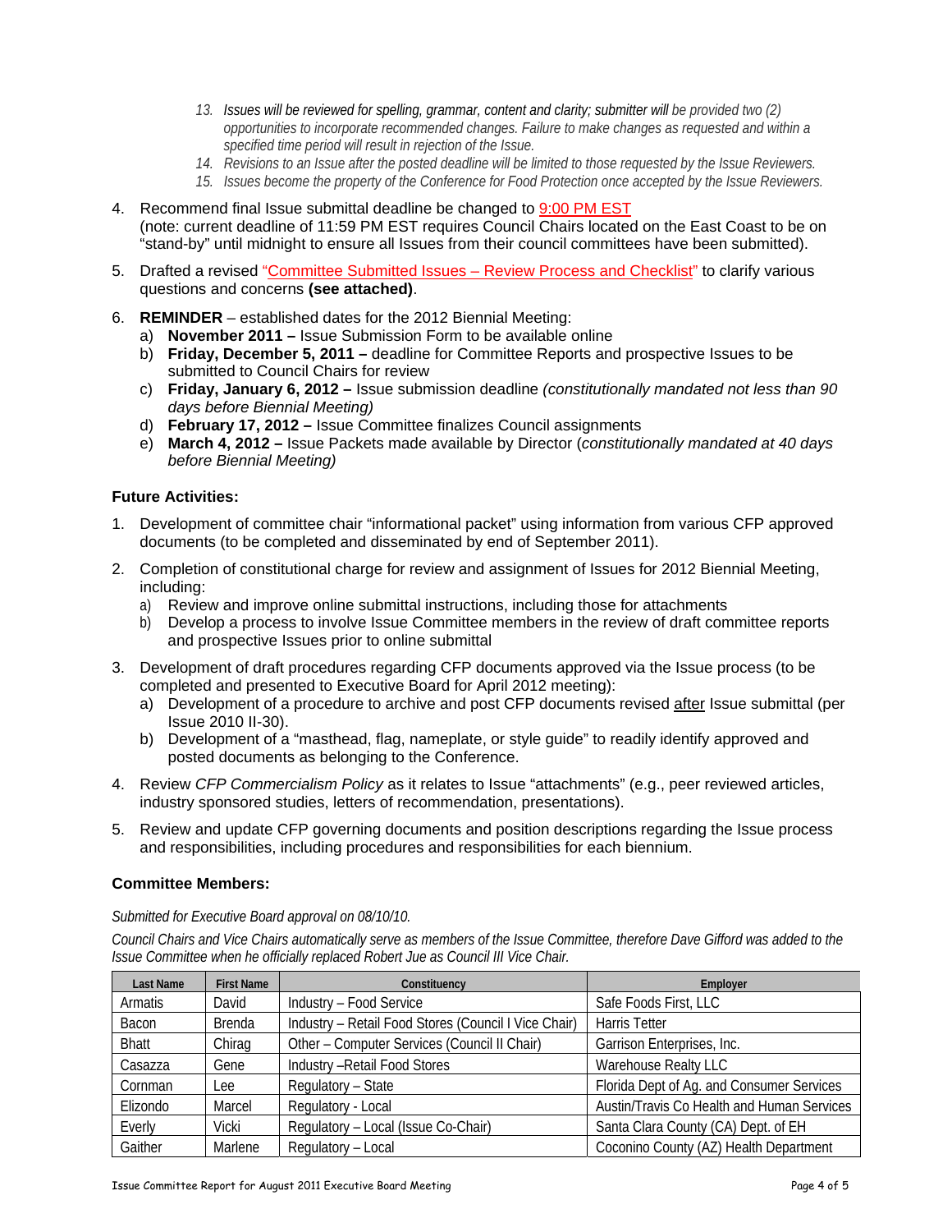13. *Issues will be reviewed for spelling, grammar, content and clarity; submitter will be provided two (2) opportunities to incorporate recommended changes. Failure to make changes as requested and within a specified time period will result in rejection of the Issue.*
14. *Revisions to an Issue after the posted deadline will be limited to those requested by the Issue Reviewers.*
15. *Issues become the property of the Conference for Food Protection once accepted by the Issue Reviewers.*

4. Recommend final Issue submittal deadline be changed to 9:00 PM EST (note: current deadline of 11:59 PM EST requires Council Chairs located on the East Coast to be on "stand-by" until midnight to ensure all Issues from their council committees have been submitted).

5. Drafted a revised "Committee Submitted Issues – Review Process and Checklist" to clarify various questions and concerns **(see attached)**.

6. **REMINDER** – established dates for the 2012 Biennial Meeting:
   a) **November 2011 –** Issue Submission Form to be available online
   b) **Friday, December 5, 2011 –** deadline for Committee Reports and prospective Issues to be submitted to Council Chairs for review
   c) **Friday, January 6, 2012 –** Issue submission deadline *(constitutionally mandated not less than 90 days before Biennial Meeting)*
   d) **February 17, 2012 –** Issue Committee finalizes Council assignments
   e) **March 4, 2012 –** Issue Packets made available by Director (*constitutionally mandated at 40 days before Biennial Meeting)*

**Future Activities:**

1. Development of committee chair "informational packet" using information from various CFP approved documents (to be completed and disseminated by end of September 2011).

2. Completion of constitutional charge for review and assignment of Issues for 2012 Biennial Meeting, including:
   a) Review and improve online submittal instructions, including those for attachments
   b) Develop a process to involve Issue Committee members in the review of draft committee reports and prospective Issues prior to online submittal

3. Development of draft procedures regarding CFP documents approved via the Issue process (to be completed and presented to Executive Board for April 2012 meeting):
   a) Development of a procedure to archive and post CFP documents revised after Issue submittal (per Issue 2010 II-30).
   b) Development of a "masthead, flag, nameplate, or style guide" to readily identify approved and posted documents as belonging to the Conference.

4. Review *CFP Commercialism Policy* as it relates to Issue "attachments" (e.g., peer reviewed articles, industry sponsored studies, letters of recommendation, presentations).

5. Review and update CFP governing documents and position descriptions regarding the Issue process and responsibilities, including procedures and responsibilities for each biennium.

**Committee Members:**

*Submitted for Executive Board approval on 08/10/10.*

*Council Chairs and Vice Chairs automatically serve as members of the Issue Committee, therefore Dave Gifford was added to the Issue Committee when he officially replaced Robert Jue as Council III Vice Chair.*

| Last Name | First Name | Constituency | Employer |
|---|---|---|---|
| Armatis | David | Industry – Food Service | Safe Foods First, LLC |
| Bacon | Brenda | Industry – Retail Food Stores (Council I Vice Chair) | Harris Tetter |
| Bhatt | Chirag | Other – Computer Services (Council II Chair) | Garrison Enterprises, Inc. |
| Casazza | Gene | Industry –Retail Food Stores | Warehouse Realty LLC |
| Cornman | Lee | Regulatory – State | Florida Dept of Ag. and Consumer Services |
| Elizondo | Marcel | Regulatory - Local | Austin/Travis Co Health and Human Services |
| Everly | Vicki | Regulatory – Local (Issue Co-Chair) | Santa Clara County (CA) Dept. of EH |
| Gaither | Marlene | Regulatory – Local | Coconino County (AZ) Health Department |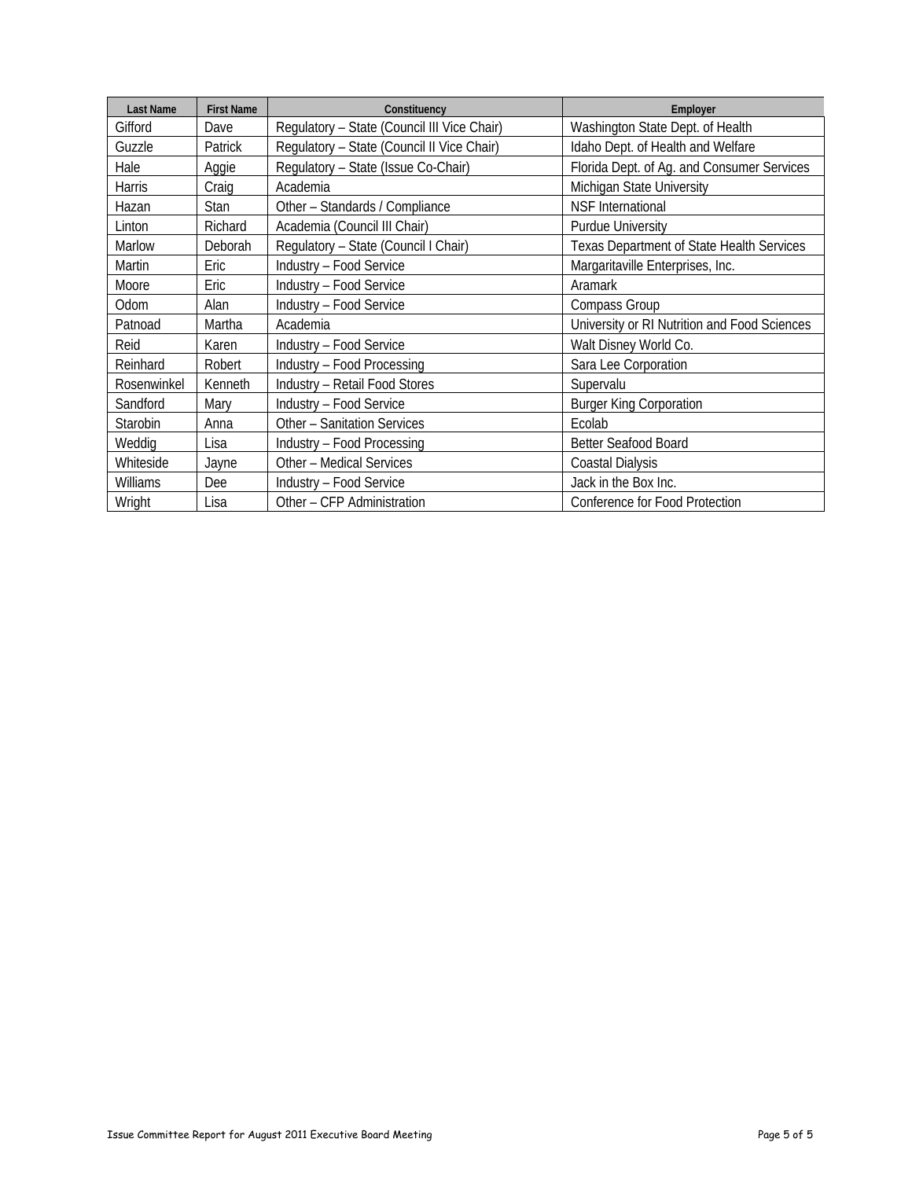| Last Name | First Name | Constituency | Employer |
| --- | --- | --- | --- |
| Gifford | Dave | Regulatory – State (Council III Vice Chair) | Washington State Dept. of Health |
| Guzzle | Patrick | Regulatory – State (Council II Vice Chair) | Idaho Dept. of Health and Welfare |
| Hale | Aggie | Regulatory – State (Issue Co-Chair) | Florida Dept. of Ag. and Consumer Services |
| Harris | Craig | Academia | Michigan State University |
| Hazan | Stan | Other – Standards / Compliance | NSF International |
| Linton | Richard | Academia (Council III Chair) | Purdue University |
| Marlow | Deborah | Regulatory – State (Council I Chair) | Texas Department of State Health Services |
| Martin | Eric | Industry – Food Service | Margaritaville Enterprises, Inc. |
| Moore | Eric | Industry – Food Service | Aramark |
| Odom | Alan | Industry – Food Service | Compass Group |
| Patnoad | Martha | Academia | University or RI Nutrition and Food Sciences |
| Reid | Karen | Industry – Food Service | Walt Disney World Co. |
| Reinhard | Robert | Industry – Food Processing | Sara Lee Corporation |
| Rosenwinkel | Kenneth | Industry – Retail Food Stores | Supervalu |
| Sandford | Mary | Industry – Food Service | Burger King Corporation |
| Starobin | Anna | Other – Sanitation Services | Ecolab |
| Weddig | Lisa | Industry – Food Processing | Better Seafood Board |
| Whiteside | Jayne | Other – Medical Services | Coastal Dialysis |
| Williams | Dee | Industry – Food Service | Jack in the Box Inc. |
| Wright | Lisa | Other – CFP Administration | Conference for Food Protection |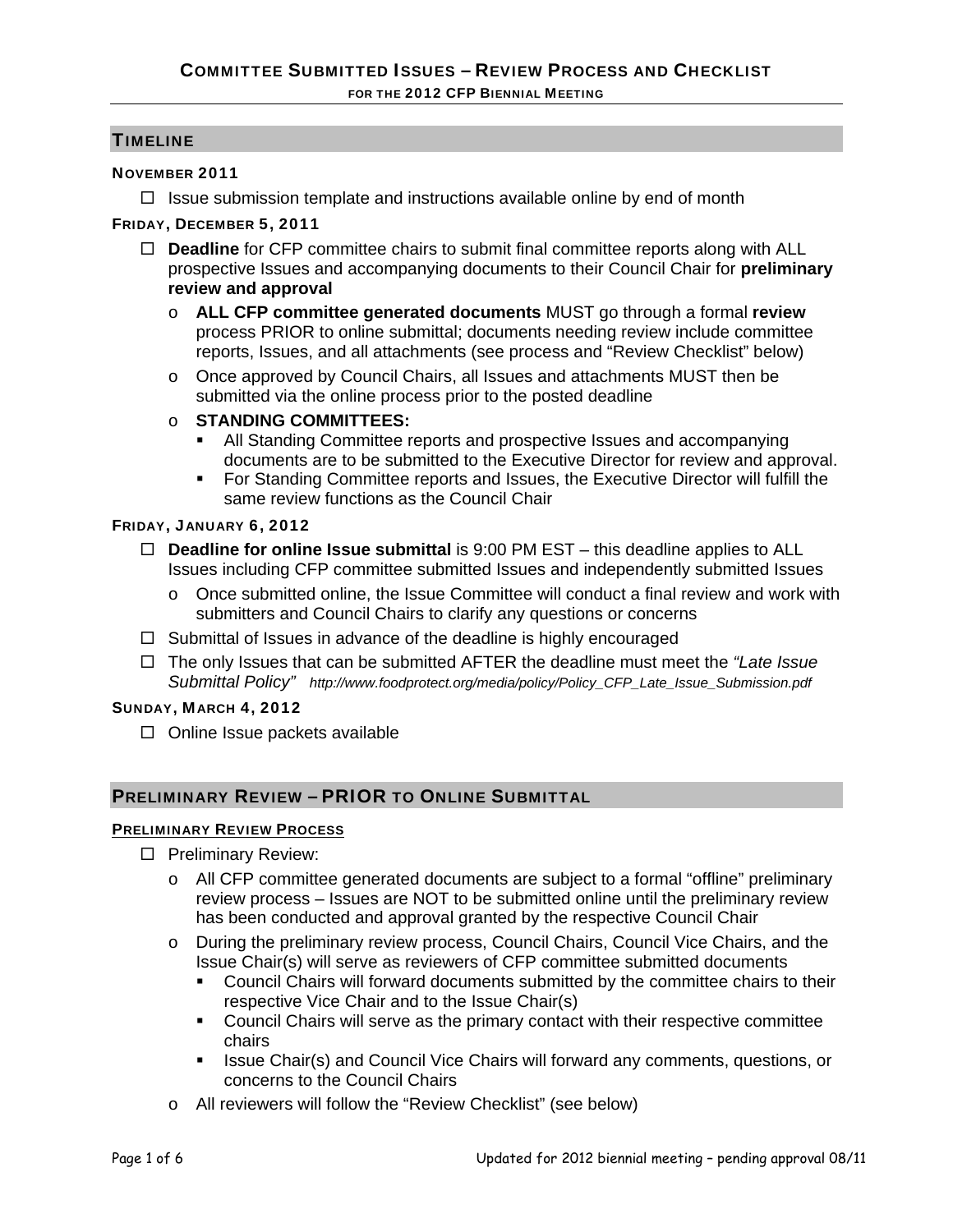# COMMITTEE SUBMITTED ISSUES – REVIEW PROCESS AND CHECKLIST

**FOR THE 2012 CFP BIENNIAL MEETING**

## TIMELINE

### NOVEMBER 2011

- ☐ Issue submission template and instructions available online by end of month

### FRIDAY, DECEMBER 5, 2011

- ☐ **Deadline** for CFP committee chairs to submit final committee reports along with ALL prospective Issues and accompanying documents to their Council Chair for **preliminary review and approval**
  - **ALL CFP committee generated documents** MUST go through a formal **review** process PRIOR to online submittal; documents needing review include committee reports, Issues, and all attachments (see process and "Review Checklist" below)
  - Once approved by Council Chairs, all Issues and attachments MUST then be submitted via the online process prior to the posted deadline
  - **STANDING COMMITTEES:**
    - All Standing Committee reports and prospective Issues and accompanying documents are to be submitted to the Executive Director for review and approval.
    - For Standing Committee reports and Issues, the Executive Director will fulfill the same review functions as the Council Chair

### FRIDAY, JANUARY 6, 2012

- ☐ **Deadline for online Issue submittal** is 9:00 PM EST – this deadline applies to ALL Issues including CFP committee submitted Issues and independently submitted Issues
  - Once submitted online, the Issue Committee will conduct a final review and work with submitters and Council Chairs to clarify any questions or concerns
- ☐ Submittal of Issues in advance of the deadline is highly encouraged
- ☐ The only Issues that can be submitted AFTER the deadline must meet the *"Late Issue Submittal Policy"* *http://www.foodprotect.org/media/policy/Policy_CFP_Late_Issue_Submission.pdf*

### SUNDAY, MARCH 4, 2012

- ☐ Online Issue packets available

## PRELIMINARY REVIEW – PRIOR TO ONLINE SUBMITTAL

### PRELIMINARY REVIEW PROCESS

- ☐ Preliminary Review:
  - All CFP committee generated documents are subject to a formal "offline" preliminary review process – Issues are NOT to be submitted online until the preliminary review has been conducted and approval granted by the respective Council Chair
  - During the preliminary review process, Council Chairs, Council Vice Chairs, and the Issue Chair(s) will serve as reviewers of CFP committee submitted documents
    - Council Chairs will forward documents submitted by the committee chairs to their respective Vice Chair and to the Issue Chair(s)
    - Council Chairs will serve as the primary contact with their respective committee chairs
    - Issue Chair(s) and Council Vice Chairs will forward any comments, questions, or concerns to the Council Chairs
  - All reviewers will follow the "Review Checklist" (see below)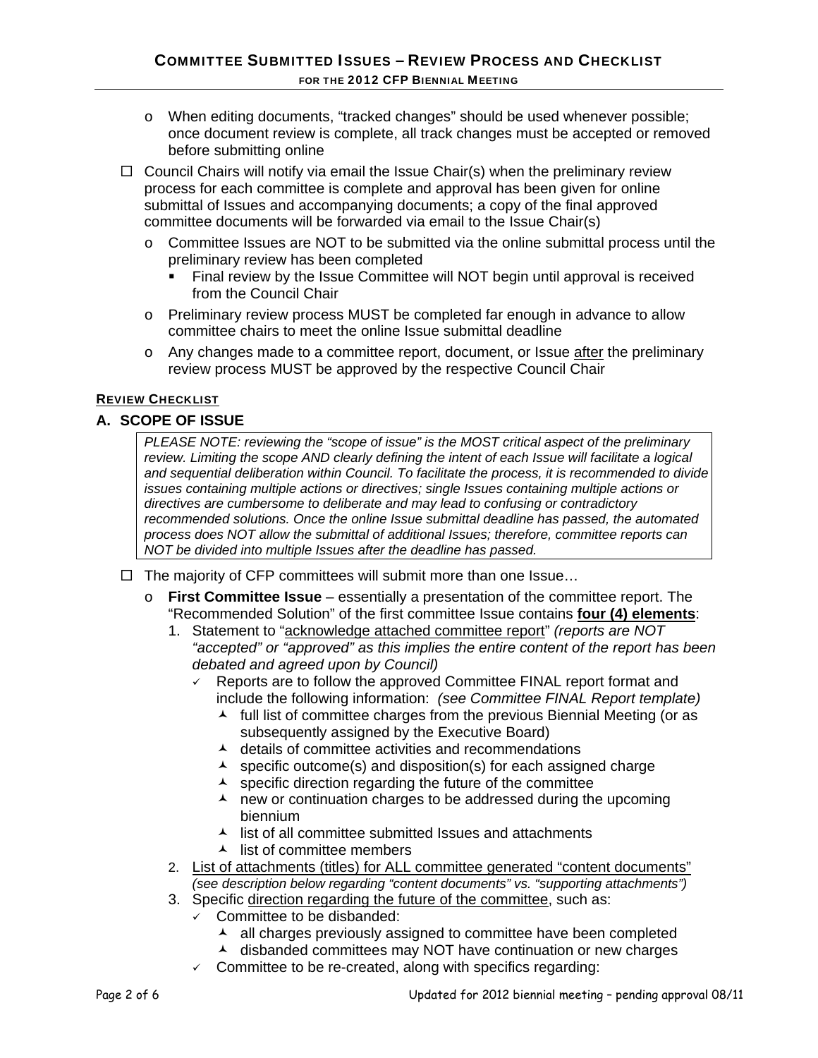- When editing documents, "tracked changes" should be used whenever possible; once document review is complete, all track changes must be accepted or removed before submitting online

☐ Council Chairs will notify via email the Issue Chair(s) when the preliminary review process for each committee is complete and approval has been given for online submittal of Issues and accompanying documents; a copy of the final approved committee documents will be forwarded via email to the Issue Chair(s)

- Committee Issues are NOT to be submitted via the online submittal process until the preliminary review has been completed
  - Final review by the Issue Committee will NOT begin until approval is received from the Council Chair
- Preliminary review process MUST be completed far enough in advance to allow committee chairs to meet the online Issue submittal deadline
- Any changes made to a committee report, document, or Issue <u>after</u> the preliminary review process MUST be approved by the respective Council Chair

#### <u>REVIEW CHECKLIST</u>

### A. SCOPE OF ISSUE

> *PLEASE NOTE: reviewing the "scope of issue" is the MOST critical aspect of the preliminary review. Limiting the scope AND clearly defining the intent of each Issue will facilitate a logical and sequential deliberation within Council. To facilitate the process, it is recommended to divide issues containing multiple actions or directives; single Issues containing multiple actions or directives are cumbersome to deliberate and may lead to confusing or contradictory recommended solutions. Once the online Issue submittal deadline has passed, the automated process does NOT allow the submittal of additional Issues; therefore, committee reports can NOT be divided into multiple Issues after the deadline has passed.*

☐ The majority of CFP committees will submit more than one Issue…

- **First Committee Issue** – essentially a presentation of the committee report. The "Recommended Solution" of the first committee Issue contains **<u>four (4) elements</u>**:
  1. Statement to "<u>acknowledge attached committee report</u>" *(reports are NOT "accepted" or "approved" as this implies the entire content of the report has been debated and agreed upon by Council)*
     - ✓ Reports are to follow the approved Committee FINAL report format and include the following information: *(see Committee FINAL Report template)*
       - full list of committee charges from the previous Biennial Meeting (or as subsequently assigned by the Executive Board)
       - details of committee activities and recommendations
       - specific outcome(s) and disposition(s) for each assigned charge
       - specific direction regarding the future of the committee
       - new or continuation charges to be addressed during the upcoming biennium
       - list of all committee submitted Issues and attachments
       - list of committee members
  2. <u>List of attachments (titles) for ALL committee generated "content documents"</u> *(see description below regarding "content documents" vs. "supporting attachments")*
  3. Specific <u>direction regarding the future of the committee</u>, such as:
     - ✓ Committee to be disbanded:
       - all charges previously assigned to committee have been completed
       - disbanded committees may NOT have continuation or new charges
     - ✓ Committee to be re-created, along with specifics regarding: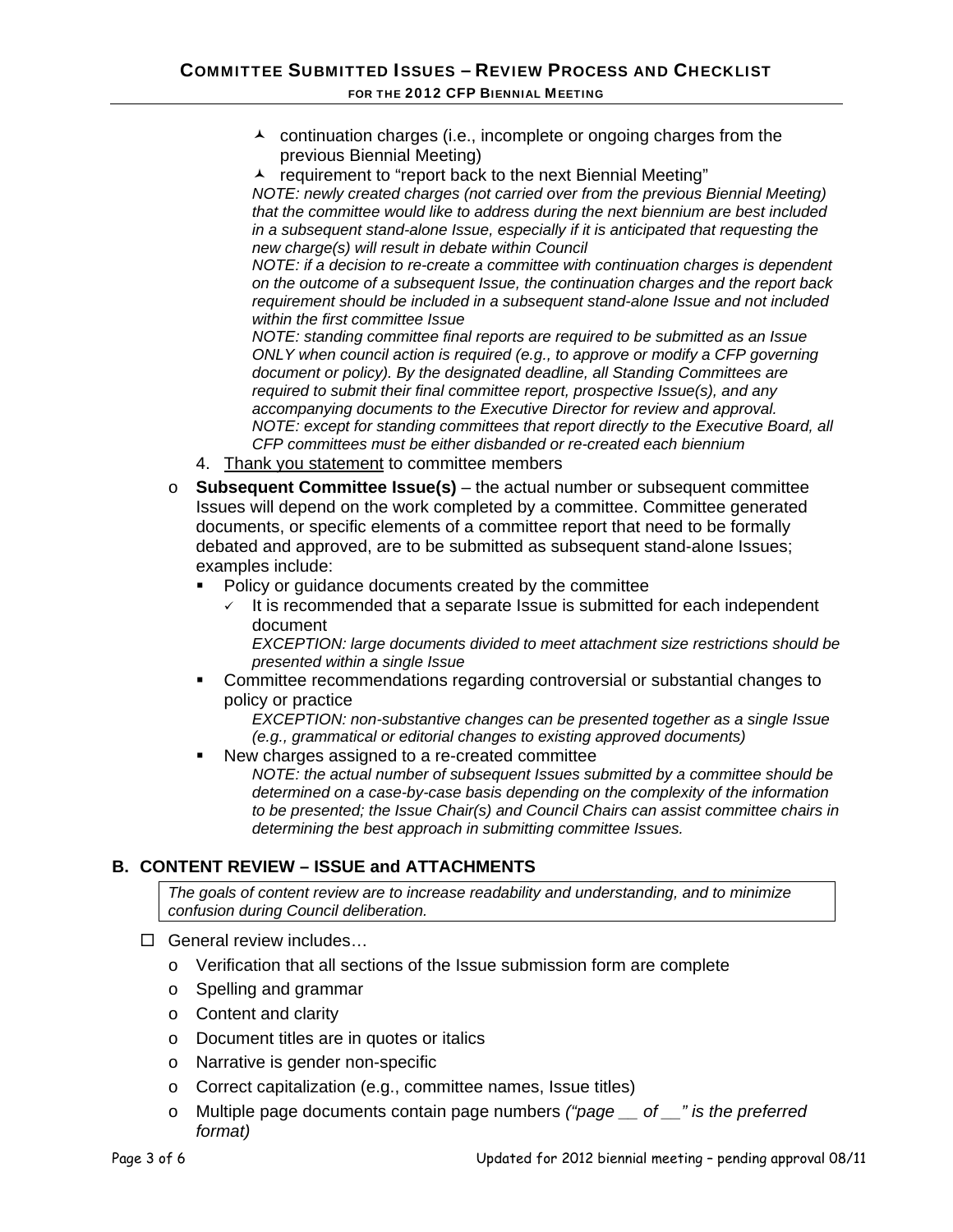- continuation charges (i.e., incomplete or ongoing charges from the previous Biennial Meeting)
- requirement to "report back to the next Biennial Meeting"

*NOTE: newly created charges (not carried over from the previous Biennial Meeting) that the committee would like to address during the next biennium are best included in a subsequent stand-alone Issue, especially if it is anticipated that requesting the new charge(s) will result in debate within Council*

*NOTE: if a decision to re-create a committee with continuation charges is dependent on the outcome of a subsequent Issue, the continuation charges and the report back requirement should be included in a subsequent stand-alone Issue and not included within the first committee Issue*

*NOTE: standing committee final reports are required to be submitted as an Issue ONLY when council action is required (e.g., to approve or modify a CFP governing document or policy). By the designated deadline, all Standing Committees are required to submit their final committee report, prospective Issue(s), and any accompanying documents to the Executive Director for review and approval.*

*NOTE: except for standing committees that report directly to the Executive Board, all CFP committees must be either disbanded or re-created each biennium*

4. Thank you statement to committee members

- **Subsequent Committee Issue(s)** – the actual number or subsequent committee Issues will depend on the work completed by a committee. Committee generated documents, or specific elements of a committee report that need to be formally debated and approved, are to be submitted as subsequent stand-alone Issues; examples include:
  - Policy or guidance documents created by the committee
    - It is recommended that a separate Issue is submitted for each independent document

      *EXCEPTION: large documents divided to meet attachment size restrictions should be presented within a single Issue*
  - Committee recommendations regarding controversial or substantial changes to policy or practice

    *EXCEPTION: non-substantive changes can be presented together as a single Issue (e.g., grammatical or editorial changes to existing approved documents)*
  - New charges assigned to a re-created committee

    *NOTE: the actual number of subsequent Issues submitted by a committee should be determined on a case-by-case basis depending on the complexity of the information to be presented; the Issue Chair(s) and Council Chairs can assist committee chairs in determining the best approach in submitting committee Issues.*

## B. CONTENT REVIEW – ISSUE and ATTACHMENTS

*The goals of content review are to increase readability and understanding, and to minimize confusion during Council deliberation.*

☐ General review includes…

- Verification that all sections of the Issue submission form are complete
- Spelling and grammar
- Content and clarity
- Document titles are in quotes or italics
- Narrative is gender non-specific
- Correct capitalization (e.g., committee names, Issue titles)
- Multiple page documents contain page numbers *("page __ of __" is the preferred format)*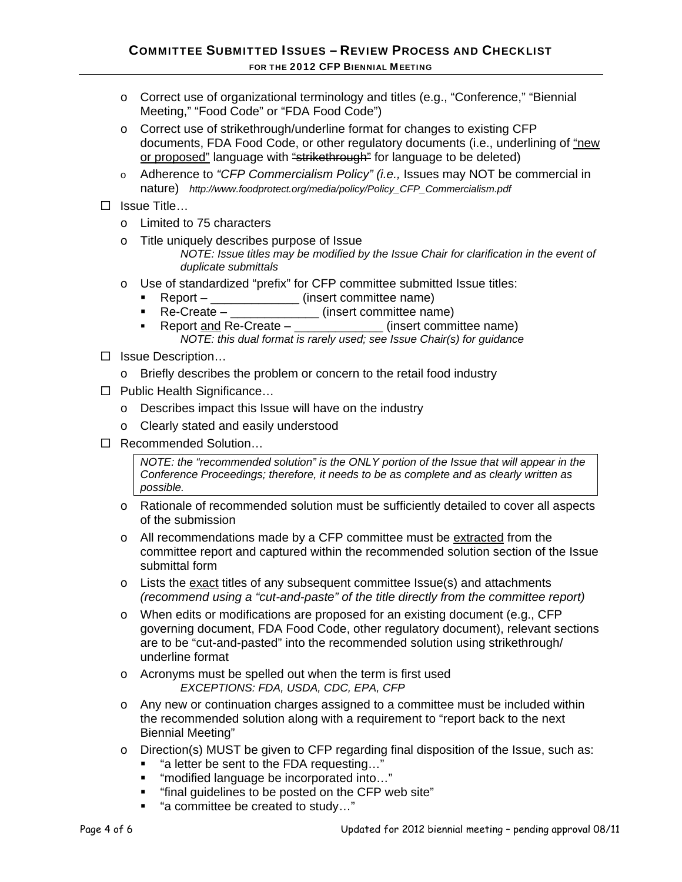- o Correct use of organizational terminology and titles (e.g., "Conference," "Biennial Meeting," "Food Code" or "FDA Food Code")
- o Correct use of strikethrough/underline format for changes to existing CFP documents, FDA Food Code, or other regulatory documents (i.e., underlining of <u>"new or proposed"</u> language with ~~"strikethrough"~~ for language to be deleted)
- o Adherence to *"CFP Commercialism Policy" (i.e.,* Issues may NOT be commercial in nature) *http://www.foodprotect.org/media/policy/Policy_CFP_Commercialism.pdf*

☐ Issue Title…

- o Limited to 75 characters
- o Title uniquely describes purpose of Issue
  *NOTE: Issue titles may be modified by the Issue Chair for clarification in the event of duplicate submittals*
- o Use of standardized "prefix" for CFP committee submitted Issue titles:
  - Report – _____________ (insert committee name)
  - Re-Create – _____________ (insert committee name)
  - Report <u>and</u> Re-Create – _____________ (insert committee name)
    *NOTE: this dual format is rarely used; see Issue Chair(s) for guidance*

☐ Issue Description…

- o Briefly describes the problem or concern to the retail food industry

☐ Public Health Significance…

- o Describes impact this Issue will have on the industry
- o Clearly stated and easily understood

☐ Recommended Solution…

> *NOTE: the "recommended solution" is the ONLY portion of the Issue that will appear in the Conference Proceedings; therefore, it needs to be as complete and as clearly written as possible.*

- o Rationale of recommended solution must be sufficiently detailed to cover all aspects of the submission
- o All recommendations made by a CFP committee must be <u>extracted</u> from the committee report and captured within the recommended solution section of the Issue submittal form
- o Lists the <u>exact</u> titles of any subsequent committee Issue(s) and attachments *(recommend using a "cut-and-paste" of the title directly from the committee report)*
- o When edits or modifications are proposed for an existing document (e.g., CFP governing document, FDA Food Code, other regulatory document), relevant sections are to be "cut-and-pasted" into the recommended solution using strikethrough/ underline format
- o Acronyms must be spelled out when the term is first used
  *EXCEPTIONS: FDA, USDA, CDC, EPA, CFP*
- o Any new or continuation charges assigned to a committee must be included within the recommended solution along with a requirement to "report back to the next Biennial Meeting"
- o Direction(s) MUST be given to CFP regarding final disposition of the Issue, such as:
  - "a letter be sent to the FDA requesting…"
  - "modified language be incorporated into…"
  - "final guidelines to be posted on the CFP web site"
  - "a committee be created to study…"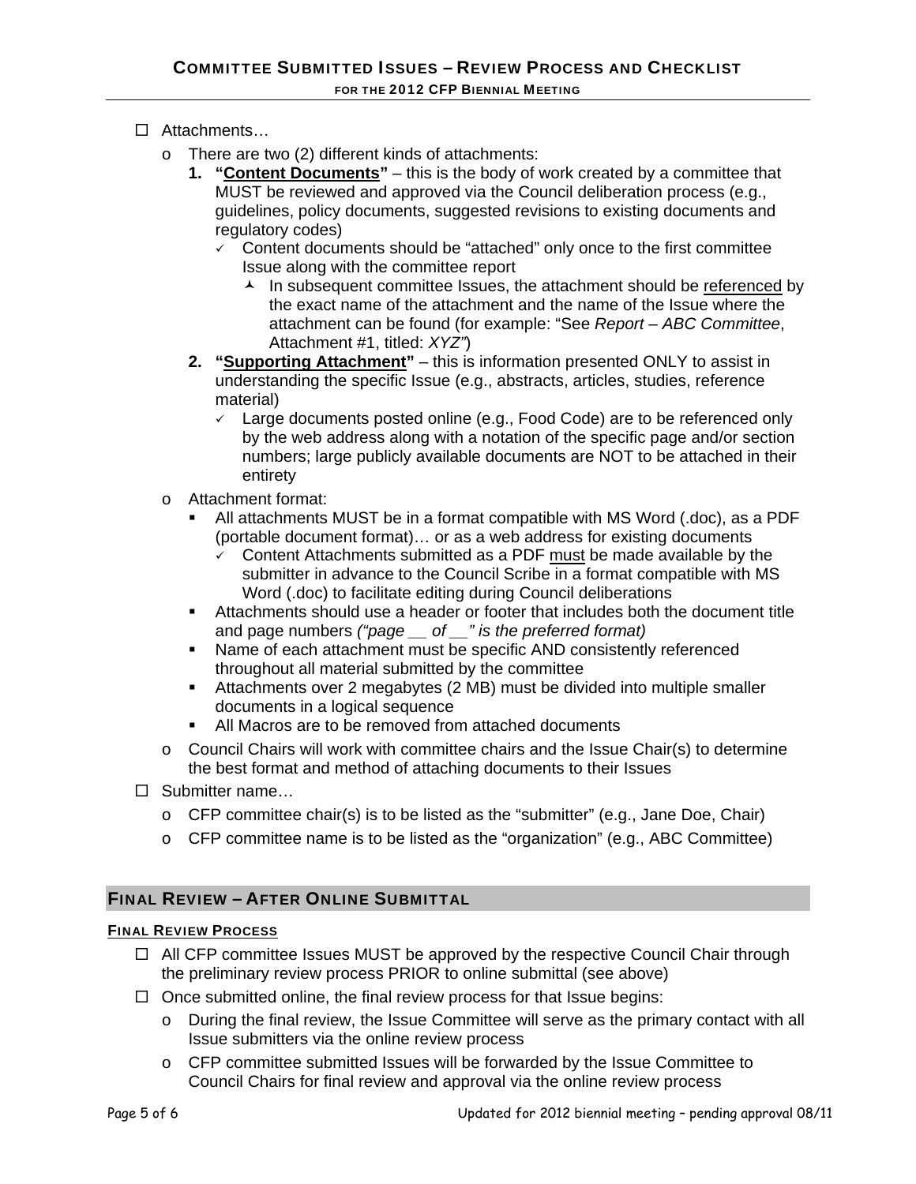- ☐ Attachments…
  - o There are two (2) different kinds of attachments:
    1. **"Content Documents"** – this is the body of work created by a committee that MUST be reviewed and approved via the Council deliberation process (e.g., guidelines, policy documents, suggested revisions to existing documents and regulatory codes)
       - ✓ Content documents should be "attached" only once to the first committee Issue along with the committee report
         - In subsequent committee Issues, the attachment should be referenced by the exact name of the attachment and the name of the Issue where the attachment can be found (for example: "See *Report – ABC Committee*, Attachment #1, titled: *XYZ"*)
    2. **"Supporting Attachment"** – this is information presented ONLY to assist in understanding the specific Issue (e.g., abstracts, articles, studies, reference material)
       - ✓ Large documents posted online (e.g., Food Code) are to be referenced only by the web address along with a notation of the specific page and/or section numbers; large publicly available documents are NOT to be attached in their entirety
  - o Attachment format:
    - All attachments MUST be in a format compatible with MS Word (.doc), as a PDF (portable document format)… or as a web address for existing documents
      - ✓ Content Attachments submitted as a PDF must be made available by the submitter in advance to the Council Scribe in a format compatible with MS Word (.doc) to facilitate editing during Council deliberations
    - Attachments should use a header or footer that includes both the document title and page numbers *("page __ of __" is the preferred format)*
    - Name of each attachment must be specific AND consistently referenced throughout all material submitted by the committee
    - Attachments over 2 megabytes (2 MB) must be divided into multiple smaller documents in a logical sequence
    - All Macros are to be removed from attached documents
  - o Council Chairs will work with committee chairs and the Issue Chair(s) to determine the best format and method of attaching documents to their Issues
- ☐ Submitter name…
  - o CFP committee chair(s) is to be listed as the "submitter" (e.g., Jane Doe, Chair)
  - o CFP committee name is to be listed as the "organization" (e.g., ABC Committee)

## FINAL REVIEW – AFTER ONLINE SUBMITTAL

### FINAL REVIEW PROCESS

- ☐ All CFP committee Issues MUST be approved by the respective Council Chair through the preliminary review process PRIOR to online submittal (see above)
- ☐ Once submitted online, the final review process for that Issue begins:
  - o During the final review, the Issue Committee will serve as the primary contact with all Issue submitters via the online review process
  - o CFP committee submitted Issues will be forwarded by the Issue Committee to Council Chairs for final review and approval via the online review process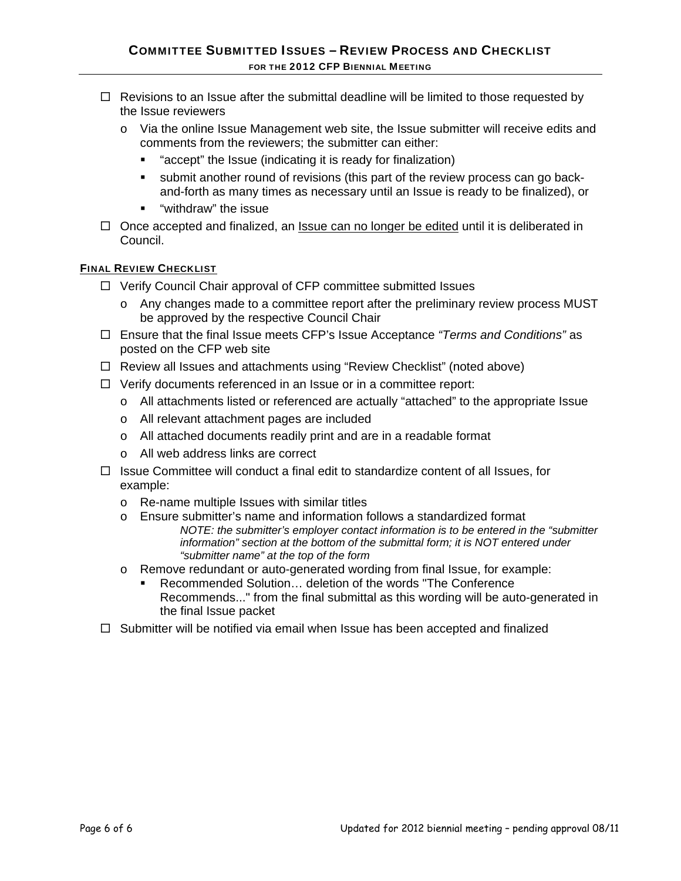- ☐ Revisions to an Issue after the submittal deadline will be limited to those requested by the Issue reviewers
  - o Via the online Issue Management web site, the Issue submitter will receive edits and comments from the reviewers; the submitter can either:
    - "accept" the Issue (indicating it is ready for finalization)
    - submit another round of revisions (this part of the review process can go back-and-forth as many times as necessary until an Issue is ready to be finalized), or
    - "withdraw" the issue
- ☐ Once accepted and finalized, an <u>Issue can no longer be edited</u> until it is deliberated in Council.

### <u>FINAL REVIEW CHECKLIST</u>

- ☐ Verify Council Chair approval of CFP committee submitted Issues
  - o Any changes made to a committee report after the preliminary review process MUST be approved by the respective Council Chair
- ☐ Ensure that the final Issue meets CFP's Issue Acceptance *"Terms and Conditions"* as posted on the CFP web site
- ☐ Review all Issues and attachments using "Review Checklist" (noted above)
- ☐ Verify documents referenced in an Issue or in a committee report:
  - o All attachments listed or referenced are actually "attached" to the appropriate Issue
  - o All relevant attachment pages are included
  - o All attached documents readily print and are in a readable format
  - o All web address links are correct
- ☐ Issue Committee will conduct a final edit to standardize content of all Issues, for example:
  - o Re-name multiple Issues with similar titles
  - o Ensure submitter's name and information follows a standardized format

    *NOTE: the submitter's employer contact information is to be entered in the "submitter information" section at the bottom of the submittal form; it is NOT entered under "submitter name" at the top of the form*
  - o Remove redundant or auto-generated wording from final Issue, for example:
    - Recommended Solution… deletion of the words "The Conference Recommends..." from the final submittal as this wording will be auto-generated in the final Issue packet
- ☐ Submitter will be notified via email when Issue has been accepted and finalized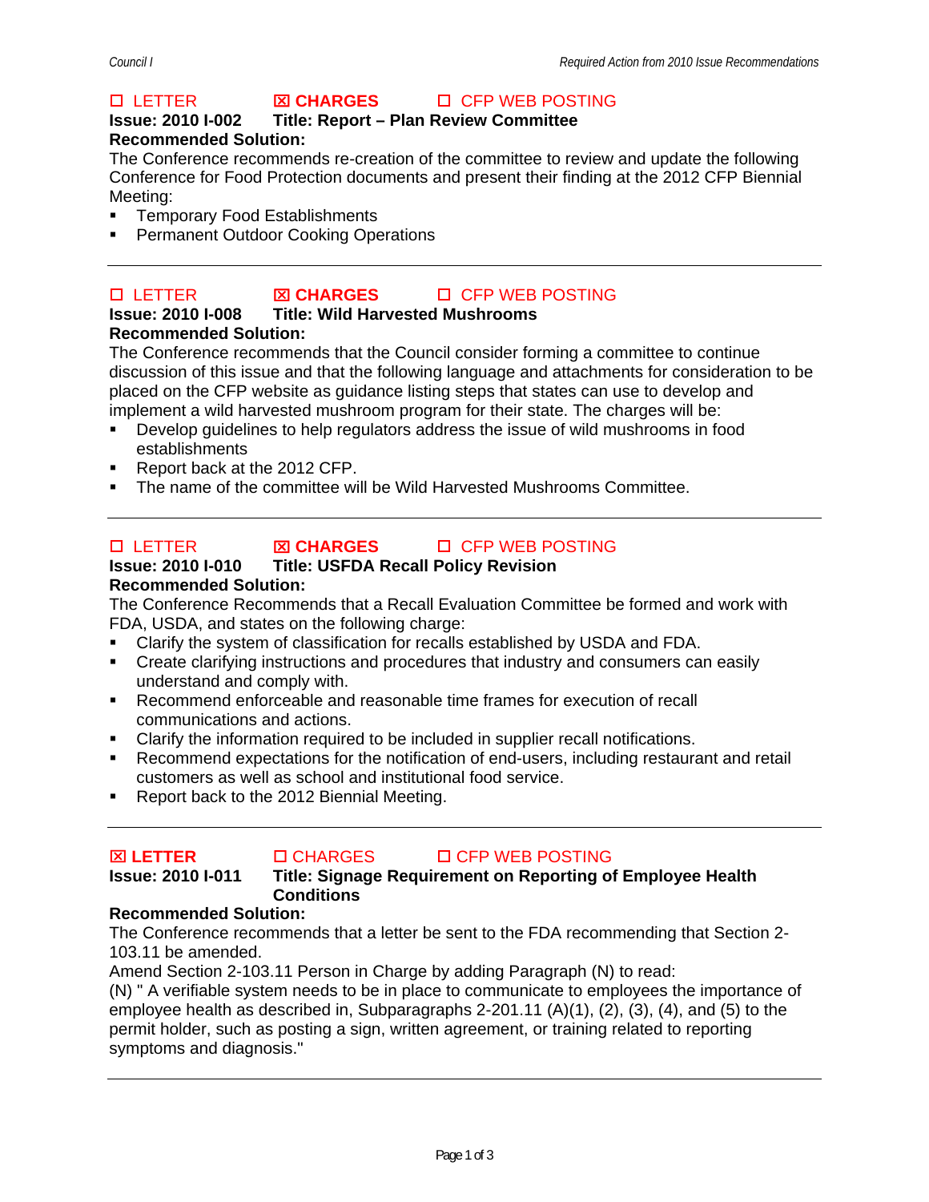☐ LETTER ☒ **CHARGES** ☐ CFP WEB POSTING

**Issue: 2010 I-002 Title: Report – Plan Review Committee**

**Recommended Solution:**

The Conference recommends re-creation of the committee to review and update the following Conference for Food Protection documents and present their finding at the 2012 CFP Biennial Meeting:

- Temporary Food Establishments
- Permanent Outdoor Cooking Operations

---

☐ LETTER ☒ **CHARGES** ☐ CFP WEB POSTING

**Issue: 2010 I-008 Title: Wild Harvested Mushrooms**

**Recommended Solution:**

The Conference recommends that the Council consider forming a committee to continue discussion of this issue and that the following language and attachments for consideration to be placed on the CFP website as guidance listing steps that states can use to develop and implement a wild harvested mushroom program for their state. The charges will be:

- Develop guidelines to help regulators address the issue of wild mushrooms in food establishments
- Report back at the 2012 CFP.
- The name of the committee will be Wild Harvested Mushrooms Committee.

---

☐ LETTER ☒ **CHARGES** ☐ CFP WEB POSTING

**Issue: 2010 I-010 Title: USFDA Recall Policy Revision**

**Recommended Solution:**

The Conference Recommends that a Recall Evaluation Committee be formed and work with FDA, USDA, and states on the following charge:

- Clarify the system of classification for recalls established by USDA and FDA.
- Create clarifying instructions and procedures that industry and consumers can easily understand and comply with.
- Recommend enforceable and reasonable time frames for execution of recall communications and actions.
- Clarify the information required to be included in supplier recall notifications.
- Recommend expectations for the notification of end-users, including restaurant and retail customers as well as school and institutional food service.
- Report back to the 2012 Biennial Meeting.

---

☒ **LETTER** ☐ CHARGES ☐ CFP WEB POSTING

**Issue: 2010 I-011 Title: Signage Requirement on Reporting of Employee Health Conditions**

**Recommended Solution:**

The Conference recommends that a letter be sent to the FDA recommending that Section 2-103.11 be amended.

Amend Section 2-103.11 Person in Charge by adding Paragraph (N) to read:

(N) " A verifiable system needs to be in place to communicate to employees the importance of employee health as described in, Subparagraphs 2-201.11 (A)(1), (2), (3), (4), and (5) to the permit holder, such as posting a sign, written agreement, or training related to reporting symptoms and diagnosis."

---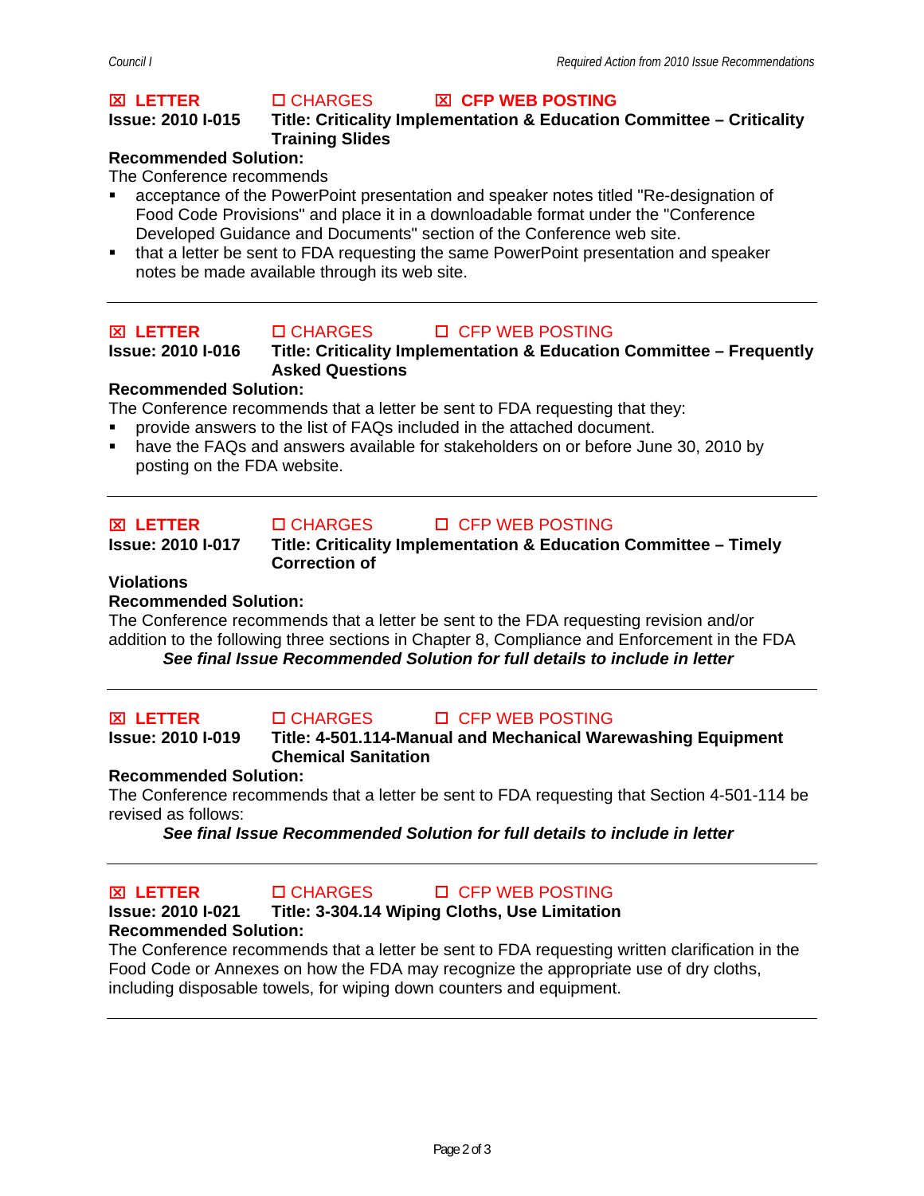☒ **LETTER** ☐ CHARGES ☒ **CFP WEB POSTING**

**Issue: 2010 I-015** **Title: Criticality Implementation & Education Committee – Criticality Training Slides**

**Recommended Solution:**

The Conference recommends

- acceptance of the PowerPoint presentation and speaker notes titled "Re-designation of Food Code Provisions" and place it in a downloadable format under the "Conference Developed Guidance and Documents" section of the Conference web site.
- that a letter be sent to FDA requesting the same PowerPoint presentation and speaker notes be made available through its web site.

---

☒ **LETTER** ☐ CHARGES ☐ CFP WEB POSTING

**Issue: 2010 I-016** **Title: Criticality Implementation & Education Committee – Frequently Asked Questions**

**Recommended Solution:**

The Conference recommends that a letter be sent to FDA requesting that they:

- provide answers to the list of FAQs included in the attached document.
- have the FAQs and answers available for stakeholders on or before June 30, 2010 by posting on the FDA website.

---

☒ **LETTER** ☐ CHARGES ☐ CFP WEB POSTING

**Issue: 2010 I-017** **Title: Criticality Implementation & Education Committee – Timely Correction of Violations**

**Recommended Solution:**

The Conference recommends that a letter be sent to the FDA requesting revision and/or addition to the following three sections in Chapter 8, Compliance and Enforcement in the FDA

***See final Issue Recommended Solution for full details to include in letter***

---

☒ **LETTER** ☐ CHARGES ☐ CFP WEB POSTING

**Issue: 2010 I-019** **Title: 4-501.114-Manual and Mechanical Warewashing Equipment Chemical Sanitation**

**Recommended Solution:**

The Conference recommends that a letter be sent to FDA requesting that Section 4-501-114 be revised as follows:

***See final Issue Recommended Solution for full details to include in letter***

---

☒ **LETTER** ☐ CHARGES ☐ CFP WEB POSTING

**Issue: 2010 I-021** **Title: 3-304.14 Wiping Cloths, Use Limitation**

**Recommended Solution:**

The Conference recommends that a letter be sent to FDA requesting written clarification in the Food Code or Annexes on how the FDA may recognize the appropriate use of dry cloths, including disposable towels, for wiping down counters and equipment.

---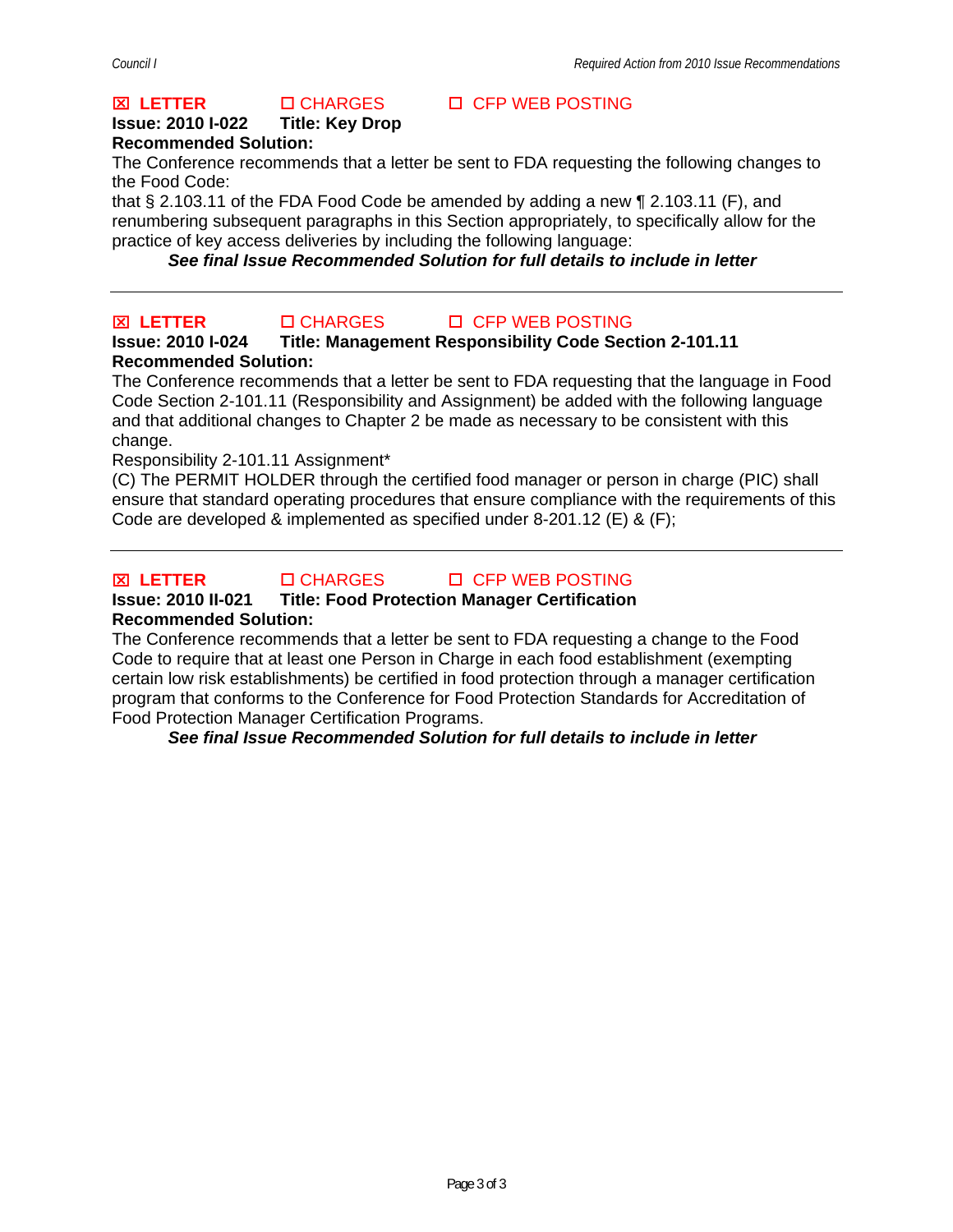☒ **LETTER** ☐ CHARGES ☐ CFP WEB POSTING

**Issue: 2010 I-022 Title: Key Drop**

**Recommended Solution:**

The Conference recommends that a letter be sent to FDA requesting the following changes to the Food Code:

that § 2.103.11 of the FDA Food Code be amended by adding a new ¶ 2.103.11 (F), and renumbering subsequent paragraphs in this Section appropriately, to specifically allow for the practice of key access deliveries by including the following language:

***See final Issue Recommended Solution for full details to include in letter***

---

☒ **LETTER** ☐ CHARGES ☐ CFP WEB POSTING

**Issue: 2010 I-024 Title: Management Responsibility Code Section 2-101.11**

**Recommended Solution:**

The Conference recommends that a letter be sent to FDA requesting that the language in Food Code Section 2-101.11 (Responsibility and Assignment) be added with the following language and that additional changes to Chapter 2 be made as necessary to be consistent with this change.

Responsibility 2-101.11 Assignment*

(C) The PERMIT HOLDER through the certified food manager or person in charge (PIC) shall ensure that standard operating procedures that ensure compliance with the requirements of this Code are developed & implemented as specified under 8-201.12 (E) & (F);

---

☒ **LETTER** ☐ CHARGES ☐ CFP WEB POSTING

**Issue: 2010 II-021 Title: Food Protection Manager Certification**

**Recommended Solution:**

The Conference recommends that a letter be sent to FDA requesting a change to the Food Code to require that at least one Person in Charge in each food establishment (exempting certain low risk establishments) be certified in food protection through a manager certification program that conforms to the Conference for Food Protection Standards for Accreditation of Food Protection Manager Certification Programs.

***See final Issue Recommended Solution for full details to include in letter***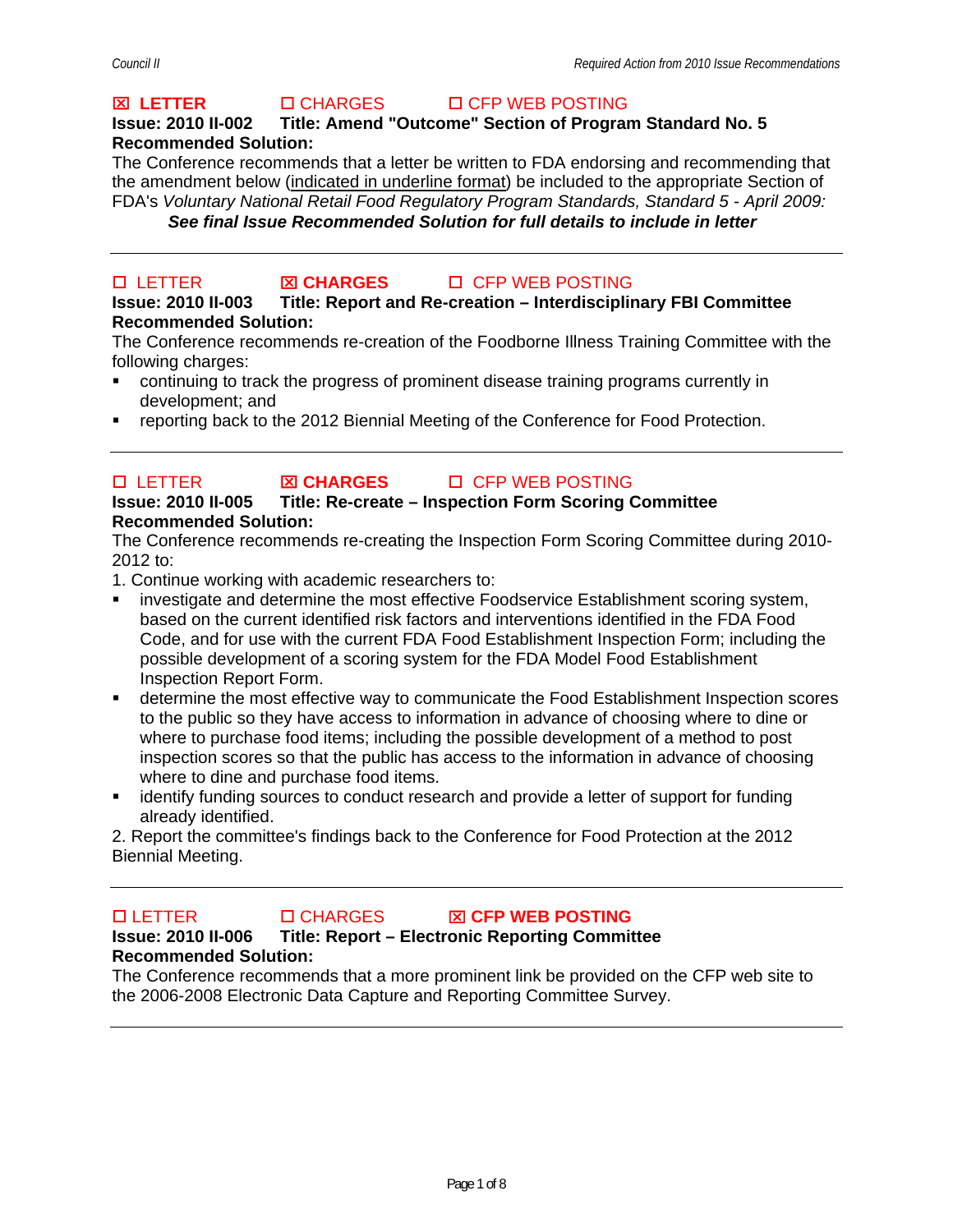☒ **LETTER** ☐ CHARGES ☐ CFP WEB POSTING

**Issue: 2010 II-002 Title: Amend "Outcome" Section of Program Standard No. 5**

**Recommended Solution:**

The Conference recommends that a letter be written to FDA endorsing and recommending that the amendment below (indicated in underline format) be included to the appropriate Section of FDA's *Voluntary National Retail Food Regulatory Program Standards, Standard 5 - April 2009:*

***See final Issue Recommended Solution for full details to include in letter***

---

☐ LETTER ☒ **CHARGES** ☐ CFP WEB POSTING

**Issue: 2010 II-003 Title: Report and Re-creation – Interdisciplinary FBI Committee**

**Recommended Solution:**

The Conference recommends re-creation of the Foodborne Illness Training Committee with the following charges:

- continuing to track the progress of prominent disease training programs currently in development; and
- reporting back to the 2012 Biennial Meeting of the Conference for Food Protection.

---

☐ LETTER ☒ **CHARGES** ☐ CFP WEB POSTING

**Issue: 2010 II-005 Title: Re-create – Inspection Form Scoring Committee**

**Recommended Solution:**

The Conference recommends re-creating the Inspection Form Scoring Committee during 2010-2012 to:

1. Continue working with academic researchers to:
   - investigate and determine the most effective Foodservice Establishment scoring system, based on the current identified risk factors and interventions identified in the FDA Food Code, and for use with the current FDA Food Establishment Inspection Form; including the possible development of a scoring system for the FDA Model Food Establishment Inspection Report Form.
   - determine the most effective way to communicate the Food Establishment Inspection scores to the public so they have access to information in advance of choosing where to dine or where to purchase food items; including the possible development of a method to post inspection scores so that the public has access to the information in advance of choosing where to dine and purchase food items.
   - identify funding sources to conduct research and provide a letter of support for funding already identified.
2. Report the committee's findings back to the Conference for Food Protection at the 2012 Biennial Meeting.

---

☐ LETTER ☐ CHARGES ☒ **CFP WEB POSTING**

**Issue: 2010 II-006 Title: Report – Electronic Reporting Committee**

**Recommended Solution:**

The Conference recommends that a more prominent link be provided on the CFP web site to the 2006-2008 Electronic Data Capture and Reporting Committee Survey.

---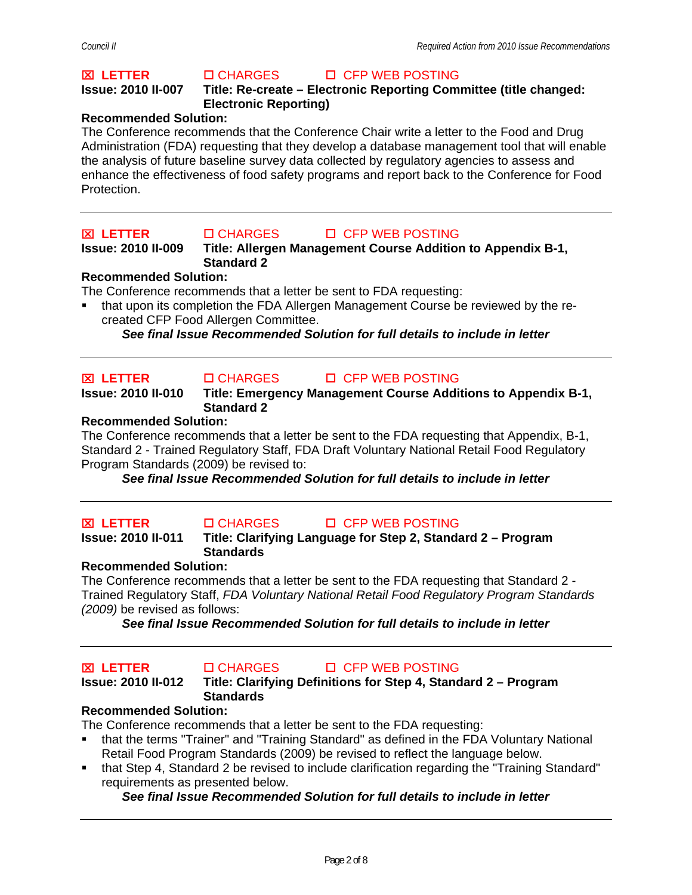☒ **LETTER** ☐ CHARGES ☐ CFP WEB POSTING

**Issue: 2010 II-007** **Title: Re-create – Electronic Reporting Committee (title changed: Electronic Reporting)**

**Recommended Solution:**

The Conference recommends that the Conference Chair write a letter to the Food and Drug Administration (FDA) requesting that they develop a database management tool that will enable the analysis of future baseline survey data collected by regulatory agencies to assess and enhance the effectiveness of food safety programs and report back to the Conference for Food Protection.

---

☒ **LETTER** ☐ CHARGES ☐ CFP WEB POSTING

**Issue: 2010 II-009** **Title: Allergen Management Course Addition to Appendix B-1, Standard 2**

**Recommended Solution:**

The Conference recommends that a letter be sent to FDA requesting:

- that upon its completion the FDA Allergen Management Course be reviewed by the re-created CFP Food Allergen Committee.

***See final Issue Recommended Solution for full details to include in letter***

---

☒ **LETTER** ☐ CHARGES ☐ CFP WEB POSTING

**Issue: 2010 II-010** **Title: Emergency Management Course Additions to Appendix B-1, Standard 2**

**Recommended Solution:**

The Conference recommends that a letter be sent to the FDA requesting that Appendix, B-1, Standard 2 - Trained Regulatory Staff, FDA Draft Voluntary National Retail Food Regulatory Program Standards (2009) be revised to:

***See final Issue Recommended Solution for full details to include in letter***

---

☒ **LETTER** ☐ CHARGES ☐ CFP WEB POSTING

**Issue: 2010 II-011** **Title: Clarifying Language for Step 2, Standard 2 – Program Standards**

**Recommended Solution:**

The Conference recommends that a letter be sent to the FDA requesting that Standard 2 - Trained Regulatory Staff, *FDA Voluntary National Retail Food Regulatory Program Standards (2009)* be revised as follows:

***See final Issue Recommended Solution for full details to include in letter***

---

☒ **LETTER** ☐ CHARGES ☐ CFP WEB POSTING

**Issue: 2010 II-012** **Title: Clarifying Definitions for Step 4, Standard 2 – Program Standards**

**Recommended Solution:**

The Conference recommends that a letter be sent to the FDA requesting:

- that the terms "Trainer" and "Training Standard" as defined in the FDA Voluntary National Retail Food Program Standards (2009) be revised to reflect the language below.
- that Step 4, Standard 2 be revised to include clarification regarding the "Training Standard" requirements as presented below.

***See final Issue Recommended Solution for full details to include in letter***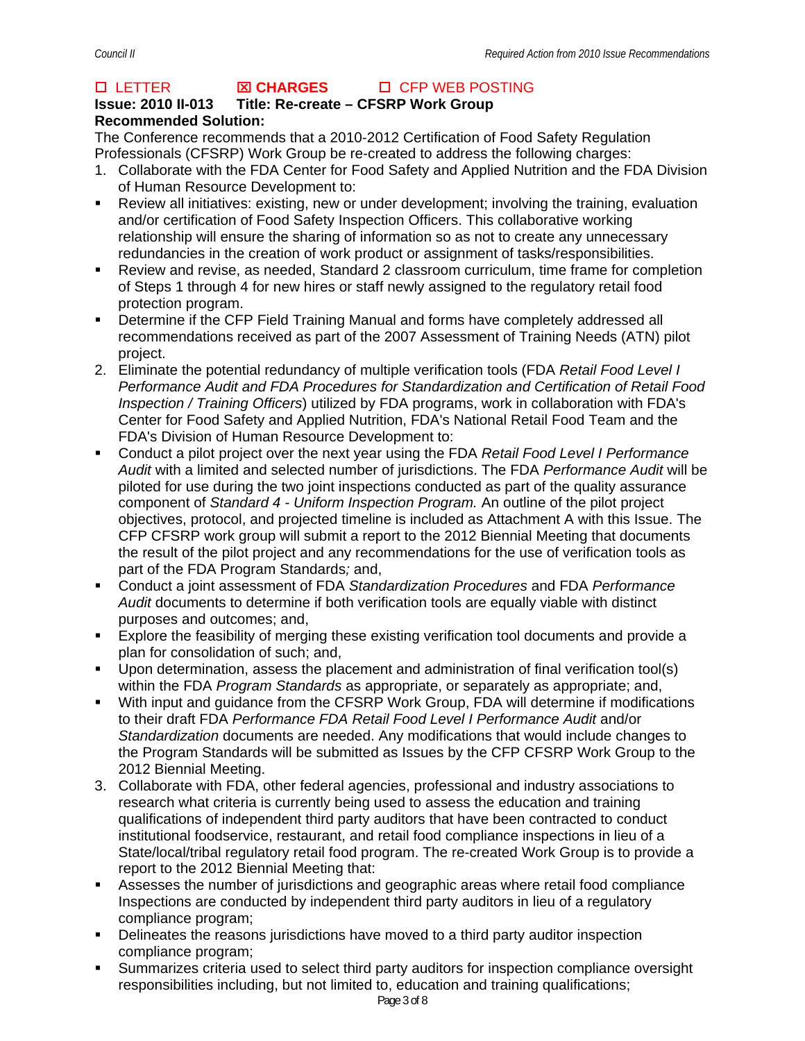☐ LETTER ☒ **CHARGES** ☐ CFP WEB POSTING

**Issue: 2010 II-013 Title: Re-create – CFSRP Work Group**

**Recommended Solution:**

The Conference recommends that a 2010-2012 Certification of Food Safety Regulation Professionals (CFSRP) Work Group be re-created to address the following charges:

1. Collaborate with the FDA Center for Food Safety and Applied Nutrition and the FDA Division of Human Resource Development to:
   - Review all initiatives: existing, new or under development; involving the training, evaluation and/or certification of Food Safety Inspection Officers. This collaborative working relationship will ensure the sharing of information so as not to create any unnecessary redundancies in the creation of work product or assignment of tasks/responsibilities.
   - Review and revise, as needed, Standard 2 classroom curriculum, time frame for completion of Steps 1 through 4 for new hires or staff newly assigned to the regulatory retail food protection program.
   - Determine if the CFP Field Training Manual and forms have completely addressed all recommendations received as part of the 2007 Assessment of Training Needs (ATN) pilot project.
2. Eliminate the potential redundancy of multiple verification tools (FDA *Retail Food Level I Performance Audit and FDA Procedures for Standardization and Certification of Retail Food Inspection / Training Officers*) utilized by FDA programs, work in collaboration with FDA's Center for Food Safety and Applied Nutrition, FDA's National Retail Food Team and the FDA's Division of Human Resource Development to:
   - Conduct a pilot project over the next year using the FDA *Retail Food Level I Performance Audit* with a limited and selected number of jurisdictions. The FDA *Performance Audit* will be piloted for use during the two joint inspections conducted as part of the quality assurance component of *Standard 4 - Uniform Inspection Program.* An outline of the pilot project objectives, protocol, and projected timeline is included as Attachment A with this Issue. The CFP CFSRP work group will submit a report to the 2012 Biennial Meeting that documents the result of the pilot project and any recommendations for the use of verification tools as part of the FDA Program Standards*;* and,
   - Conduct a joint assessment of FDA *Standardization Procedures* and FDA *Performance Audit* documents to determine if both verification tools are equally viable with distinct purposes and outcomes; and,
   - Explore the feasibility of merging these existing verification tool documents and provide a plan for consolidation of such; and,
   - Upon determination, assess the placement and administration of final verification tool(s) within the FDA *Program Standards* as appropriate, or separately as appropriate; and,
   - With input and guidance from the CFSRP Work Group, FDA will determine if modifications to their draft FDA *Performance FDA Retail Food Level I Performance Audit* and/or *Standardization* documents are needed. Any modifications that would include changes to the Program Standards will be submitted as Issues by the CFP CFSRP Work Group to the 2012 Biennial Meeting.
3. Collaborate with FDA, other federal agencies, professional and industry associations to research what criteria is currently being used to assess the education and training qualifications of independent third party auditors that have been contracted to conduct institutional foodservice, restaurant, and retail food compliance inspections in lieu of a State/local/tribal regulatory retail food program. The re-created Work Group is to provide a report to the 2012 Biennial Meeting that:
   - Assesses the number of jurisdictions and geographic areas where retail food compliance Inspections are conducted by independent third party auditors in lieu of a regulatory compliance program;
   - Delineates the reasons jurisdictions have moved to a third party auditor inspection compliance program;
   - Summarizes criteria used to select third party auditors for inspection compliance oversight responsibilities including, but not limited to, education and training qualifications;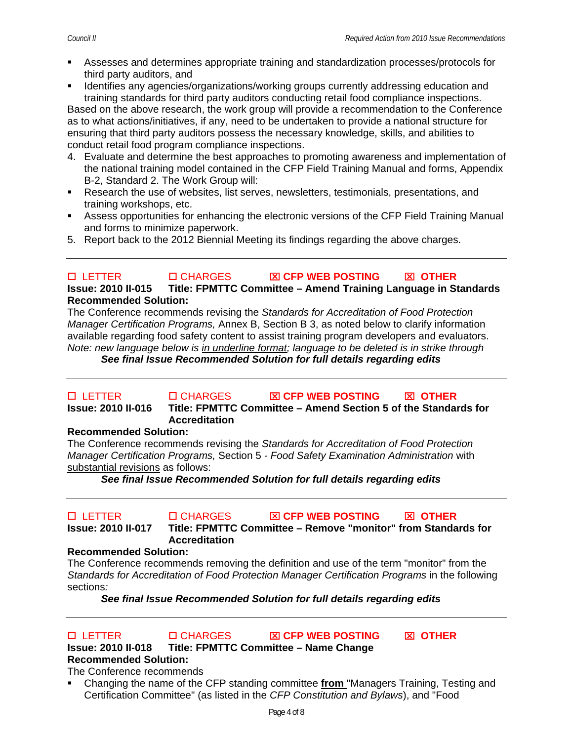- Assesses and determines appropriate training and standardization processes/protocols for third party auditors, and
- Identifies any agencies/organizations/working groups currently addressing education and training standards for third party auditors conducting retail food compliance inspections.

Based on the above research, the work group will provide a recommendation to the Conference as to what actions/initiatives, if any, need to be undertaken to provide a national structure for ensuring that third party auditors possess the necessary knowledge, skills, and abilities to conduct retail food program compliance inspections.

4. Evaluate and determine the best approaches to promoting awareness and implementation of the national training model contained in the CFP Field Training Manual and forms, Appendix B-2, Standard 2. The Work Group will:
- Research the use of websites, list serves, newsletters, testimonials, presentations, and training workshops, etc.
- Assess opportunities for enhancing the electronic versions of the CFP Field Training Manual and forms to minimize paperwork.

5. Report back to the 2012 Biennial Meeting its findings regarding the above charges.

---

☐ LETTER ☐ CHARGES ☒ **CFP WEB POSTING** ☒ **OTHER**

**Issue: 2010 II-015 Title: FPMTTC Committee – Amend Training Language in Standards**

**Recommended Solution:**

The Conference recommends revising the *Standards for Accreditation of Food Protection Manager Certification Programs,* Annex B, Section B 3, as noted below to clarify information available regarding food safety content to assist training program developers and evaluators. *Note: new language below is* *<u>in underline format</u>; language to be deleted is in strike through*

***See final Issue Recommended Solution for full details regarding edits***

---

☐ LETTER ☐ CHARGES ☒ **CFP WEB POSTING** ☒ **OTHER**

**Issue: 2010 II-016 Title: FPMTTC Committee – Amend Section 5 of the Standards for Accreditation**

**Recommended Solution:**

The Conference recommends revising the *Standards for Accreditation of Food Protection Manager Certification Programs,* Section 5 - *Food Safety Examination Administration* with <u>substantial revisions</u> as follows:

***See final Issue Recommended Solution for full details regarding edits***

---

☐ LETTER ☐ CHARGES ☒ **CFP WEB POSTING** ☒ **OTHER**

**Issue: 2010 II-017 Title: FPMTTC Committee – Remove "monitor" from Standards for Accreditation**

**Recommended Solution:**

The Conference recommends removing the definition and use of the term "monitor" from the *Standards for Accreditation of Food Protection Manager Certification Programs* in the following sections*:*

***See final Issue Recommended Solution for full details regarding edits***

---

☐ LETTER ☐ CHARGES ☒ **CFP WEB POSTING** ☒ **OTHER**

**Issue: 2010 II-018 Title: FPMTTC Committee – Name Change**

**Recommended Solution:**

The Conference recommends

- Changing the name of the CFP standing committee **<u>from</u>** "Managers Training, Testing and Certification Committee" (as listed in the *CFP Constitution and Bylaws*), and "Food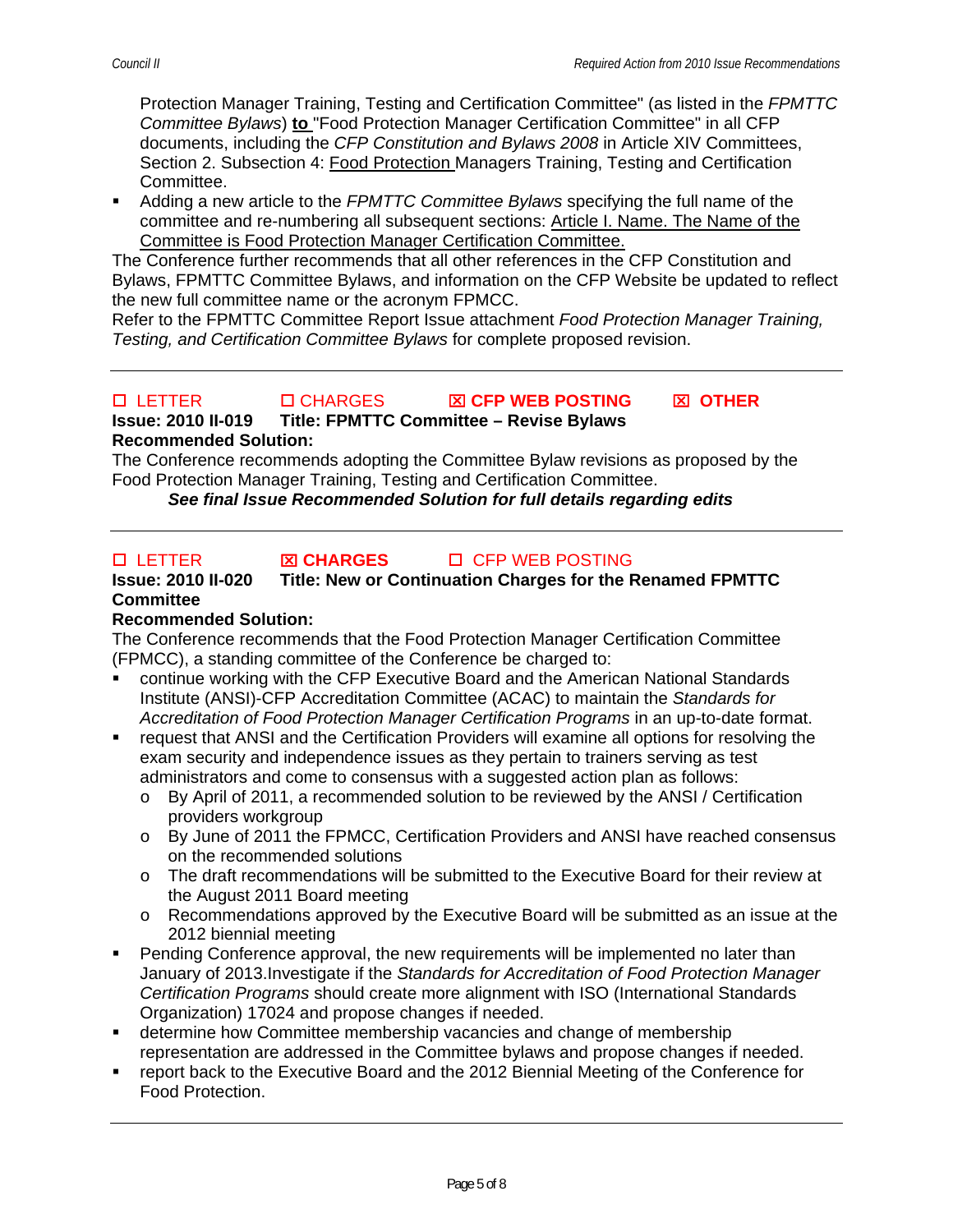Protection Manager Training, Testing and Certification Committee" (as listed in the *FPMTTC Committee Bylaws*) **to** "Food Protection Manager Certification Committee" in all CFP documents, including the *CFP Constitution and Bylaws 2008* in Article XIV Committees, Section 2. Subsection 4: <u>Food Protection</u> Managers Training, Testing and Certification Committee.

- Adding a new article to the *FPMTTC Committee Bylaws* specifying the full name of the committee and re-numbering all subsequent sections: <u>Article I. Name. The Name of the Committee is Food Protection Manager Certification Committee.</u>

The Conference further recommends that all other references in the CFP Constitution and Bylaws, FPMTTC Committee Bylaws, and information on the CFP Website be updated to reflect the new full committee name or the acronym FPMCC.

Refer to the FPMTTC Committee Report Issue attachment *Food Protection Manager Training, Testing, and Certification Committee Bylaws* for complete proposed revision.

---

☐ LETTER ☐ CHARGES ☒ **CFP WEB POSTING** ☒ **OTHER**

**Issue: 2010 II-019 Title: FPMTTC Committee – Revise Bylaws**

**Recommended Solution:**

The Conference recommends adopting the Committee Bylaw revisions as proposed by the Food Protection Manager Training, Testing and Certification Committee.

***See final Issue Recommended Solution for full details regarding edits***

---

☐ LETTER ☒ **CHARGES** ☐ CFP WEB POSTING

**Issue: 2010 II-020 Title: New or Continuation Charges for the Renamed FPMTTC Committee**

**Recommended Solution:**

The Conference recommends that the Food Protection Manager Certification Committee (FPMCC), a standing committee of the Conference be charged to:

- continue working with the CFP Executive Board and the American National Standards Institute (ANSI)-CFP Accreditation Committee (ACAC) to maintain the *Standards for Accreditation of Food Protection Manager Certification Programs* in an up-to-date format.
- request that ANSI and the Certification Providers will examine all options for resolving the exam security and independence issues as they pertain to trainers serving as test administrators and come to consensus with a suggested action plan as follows:
  - By April of 2011, a recommended solution to be reviewed by the ANSI / Certification providers workgroup
  - By June of 2011 the FPMCC, Certification Providers and ANSI have reached consensus on the recommended solutions
  - The draft recommendations will be submitted to the Executive Board for their review at the August 2011 Board meeting
  - Recommendations approved by the Executive Board will be submitted as an issue at the 2012 biennial meeting
- Pending Conference approval, the new requirements will be implemented no later than January of 2013.Investigate if the *Standards for Accreditation of Food Protection Manager Certification Programs* should create more alignment with ISO (International Standards Organization) 17024 and propose changes if needed.
- determine how Committee membership vacancies and change of membership representation are addressed in the Committee bylaws and propose changes if needed.
- report back to the Executive Board and the 2012 Biennial Meeting of the Conference for Food Protection.

---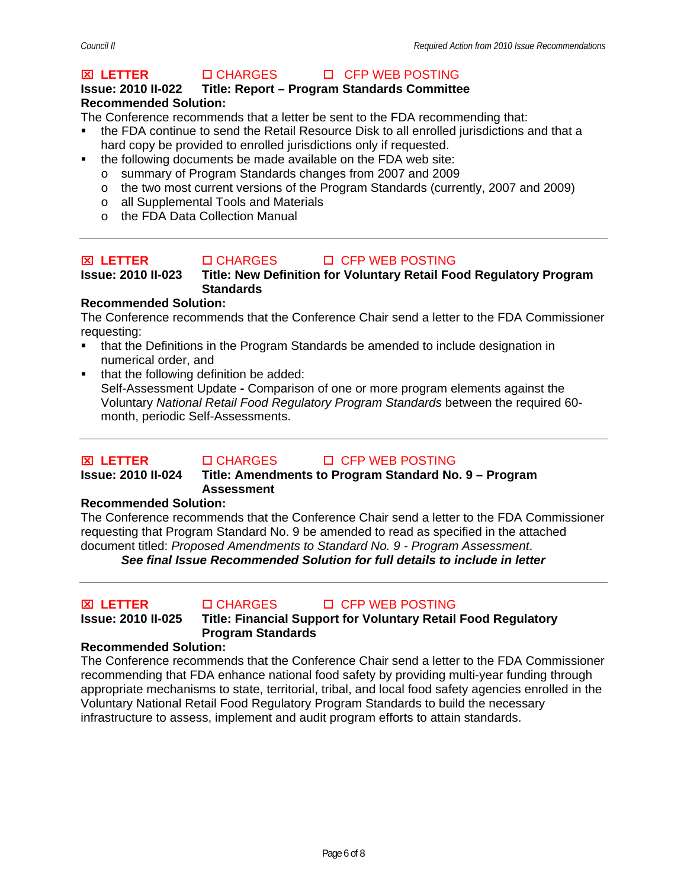☒ **LETTER** ☐ CHARGES ☐ CFP WEB POSTING

**Issue: 2010 II-022 Title: Report – Program Standards Committee**

**Recommended Solution:**

The Conference recommends that a letter be sent to the FDA recommending that:

- the FDA continue to send the Retail Resource Disk to all enrolled jurisdictions and that a hard copy be provided to enrolled jurisdictions only if requested.
- the following documents be made available on the FDA web site:
  - summary of Program Standards changes from 2007 and 2009
  - the two most current versions of the Program Standards (currently, 2007 and 2009)
  - all Supplemental Tools and Materials
  - the FDA Data Collection Manual

---

☒ **LETTER** ☐ CHARGES ☐ CFP WEB POSTING

**Issue: 2010 II-023 Title: New Definition for Voluntary Retail Food Regulatory Program Standards**

**Recommended Solution:**

The Conference recommends that the Conference Chair send a letter to the FDA Commissioner requesting:

- that the Definitions in the Program Standards be amended to include designation in numerical order, and
- that the following definition be added:
  Self-Assessment Update **-** Comparison of one or more program elements against the Voluntary *National Retail Food Regulatory Program Standards* between the required 60-month, periodic Self-Assessments.

---

☒ **LETTER** ☐ CHARGES ☐ CFP WEB POSTING

**Issue: 2010 II-024 Title: Amendments to Program Standard No. 9 – Program Assessment**

**Recommended Solution:**

The Conference recommends that the Conference Chair send a letter to the FDA Commissioner requesting that Program Standard No. 9 be amended to read as specified in the attached document titled: *Proposed Amendments to Standard No. 9 - Program Assessment*.

***See final Issue Recommended Solution for full details to include in letter***

---

☒ **LETTER** ☐ CHARGES ☐ CFP WEB POSTING

**Issue: 2010 II-025 Title: Financial Support for Voluntary Retail Food Regulatory Program Standards**

**Recommended Solution:**

The Conference recommends that the Conference Chair send a letter to the FDA Commissioner recommending that FDA enhance national food safety by providing multi-year funding through appropriate mechanisms to state, territorial, tribal, and local food safety agencies enrolled in the Voluntary National Retail Food Regulatory Program Standards to build the necessary infrastructure to assess, implement and audit program efforts to attain standards.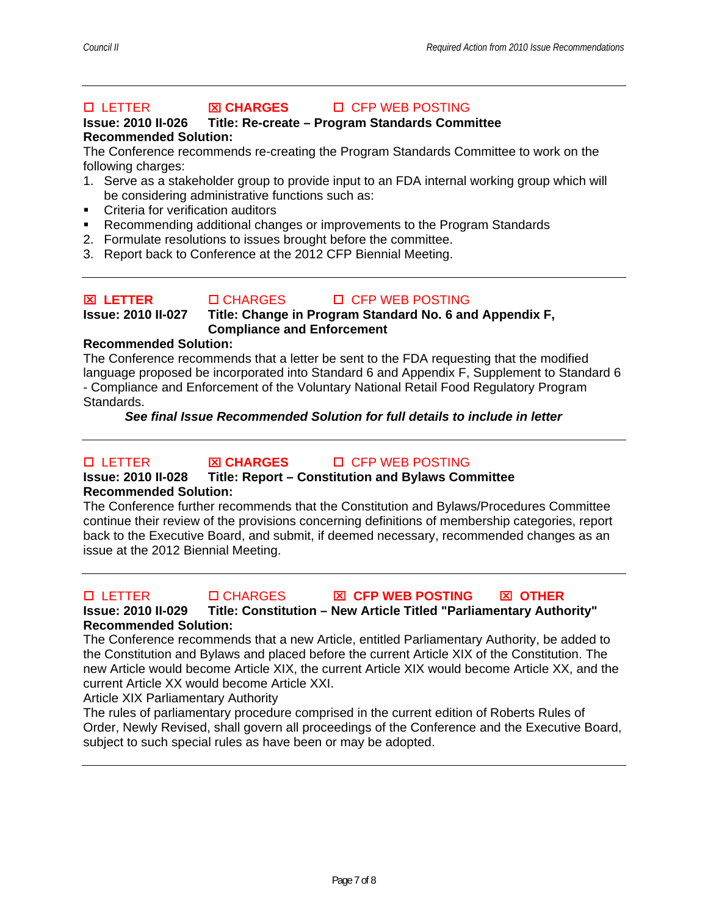---

☐ LETTER ☒ **CHARGES** ☐ CFP WEB POSTING

**Issue: 2010 II-026 Title: Re-create – Program Standards Committee**

**Recommended Solution:**

The Conference recommends re-creating the Program Standards Committee to work on the following charges:

1. Serve as a stakeholder group to provide input to an FDA internal working group which will be considering administrative functions such as:
   - Criteria for verification auditors
   - Recommending additional changes or improvements to the Program Standards
2. Formulate resolutions to issues brought before the committee.
3. Report back to Conference at the 2012 CFP Biennial Meeting.

---

☒ **LETTER** ☐ CHARGES ☐ CFP WEB POSTING

**Issue: 2010 II-027 Title: Change in Program Standard No. 6 and Appendix F, Compliance and Enforcement**

**Recommended Solution:**

The Conference recommends that a letter be sent to the FDA requesting that the modified language proposed be incorporated into Standard 6 and Appendix F, Supplement to Standard 6 - Compliance and Enforcement of the Voluntary National Retail Food Regulatory Program Standards.

***See final Issue Recommended Solution for full details to include in letter***

---

☐ LETTER ☒ **CHARGES** ☐ CFP WEB POSTING

**Issue: 2010 II-028 Title: Report – Constitution and Bylaws Committee**

**Recommended Solution:**

The Conference further recommends that the Constitution and Bylaws/Procedures Committee continue their review of the provisions concerning definitions of membership categories, report back to the Executive Board, and submit, if deemed necessary, recommended changes as an issue at the 2012 Biennial Meeting.

---

☐ LETTER ☐ CHARGES ☒ **CFP WEB POSTING** ☒ **OTHER**

**Issue: 2010 II-029 Title: Constitution – New Article Titled "Parliamentary Authority"**

**Recommended Solution:**

The Conference recommends that a new Article, entitled Parliamentary Authority, be added to the Constitution and Bylaws and placed before the current Article XIX of the Constitution. The new Article would become Article XIX, the current Article XIX would become Article XX, and the current Article XX would become Article XXI.

Article XIX Parliamentary Authority

The rules of parliamentary procedure comprised in the current edition of Roberts Rules of Order, Newly Revised, shall govern all proceedings of the Conference and the Executive Board, subject to such special rules as have been or may be adopted.

---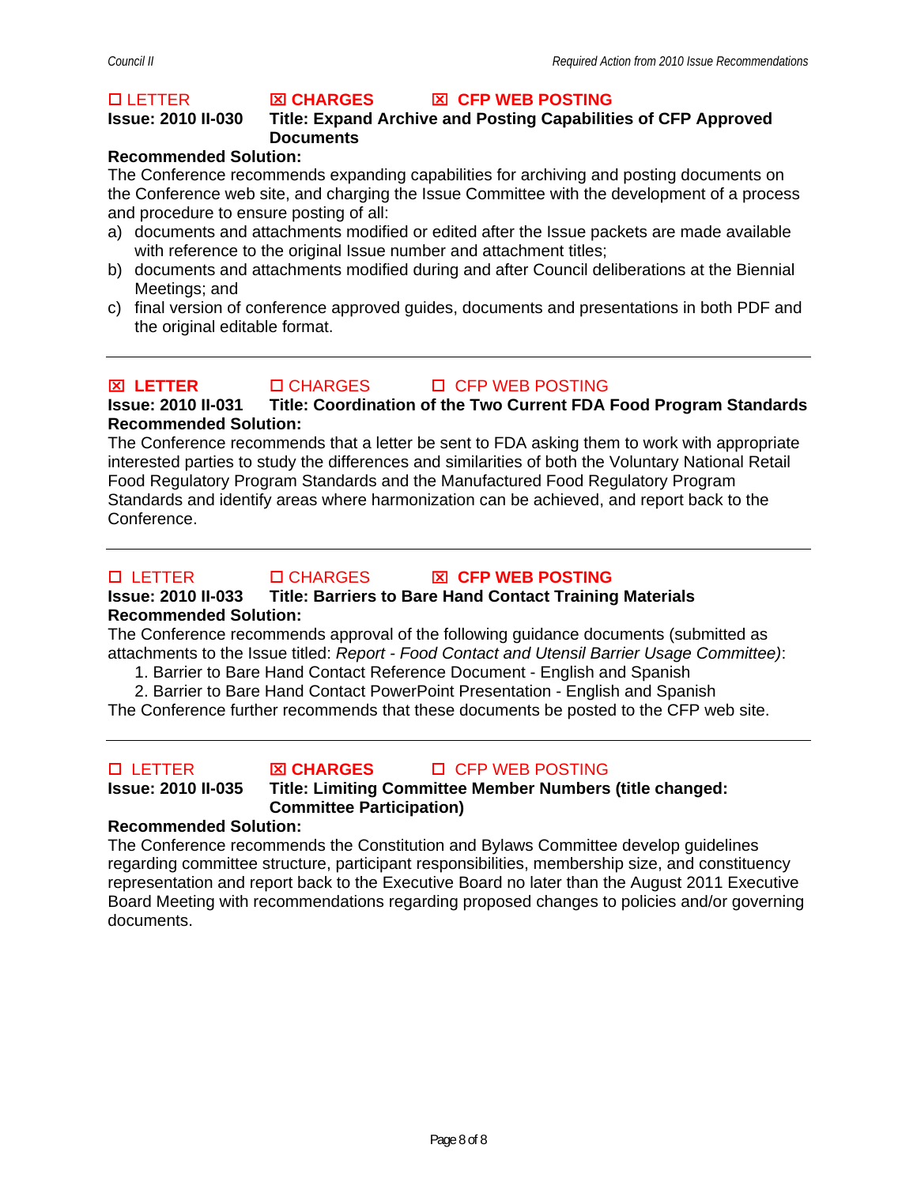☐ LETTER ☒ **CHARGES** ☒ **CFP WEB POSTING**

**Issue: 2010 II-030 Title: Expand Archive and Posting Capabilities of CFP Approved Documents**

**Recommended Solution:**

The Conference recommends expanding capabilities for archiving and posting documents on the Conference web site, and charging the Issue Committee with the development of a process and procedure to ensure posting of all:

a) documents and attachments modified or edited after the Issue packets are made available with reference to the original Issue number and attachment titles;
b) documents and attachments modified during and after Council deliberations at the Biennial Meetings; and
c) final version of conference approved guides, documents and presentations in both PDF and the original editable format.

---

☒ **LETTER** ☐ CHARGES ☐ CFP WEB POSTING

**Issue: 2010 II-031 Title: Coordination of the Two Current FDA Food Program Standards**

**Recommended Solution:**

The Conference recommends that a letter be sent to FDA asking them to work with appropriate interested parties to study the differences and similarities of both the Voluntary National Retail Food Regulatory Program Standards and the Manufactured Food Regulatory Program Standards and identify areas where harmonization can be achieved, and report back to the Conference.

---

☐ LETTER ☐ CHARGES ☒ **CFP WEB POSTING**

**Issue: 2010 II-033 Title: Barriers to Bare Hand Contact Training Materials**

**Recommended Solution:**

The Conference recommends approval of the following guidance documents (submitted as attachments to the Issue titled: *Report - Food Contact and Utensil Barrier Usage Committee)*:

1. Barrier to Bare Hand Contact Reference Document - English and Spanish
2. Barrier to Bare Hand Contact PowerPoint Presentation - English and Spanish

The Conference further recommends that these documents be posted to the CFP web site.

---

☐ LETTER ☒ **CHARGES** ☐ CFP WEB POSTING

**Issue: 2010 II-035 Title: Limiting Committee Member Numbers (title changed: Committee Participation)**

**Recommended Solution:**

The Conference recommends the Constitution and Bylaws Committee develop guidelines regarding committee structure, participant responsibilities, membership size, and constituency representation and report back to the Executive Board no later than the August 2011 Executive Board Meeting with recommendations regarding proposed changes to policies and/or governing documents.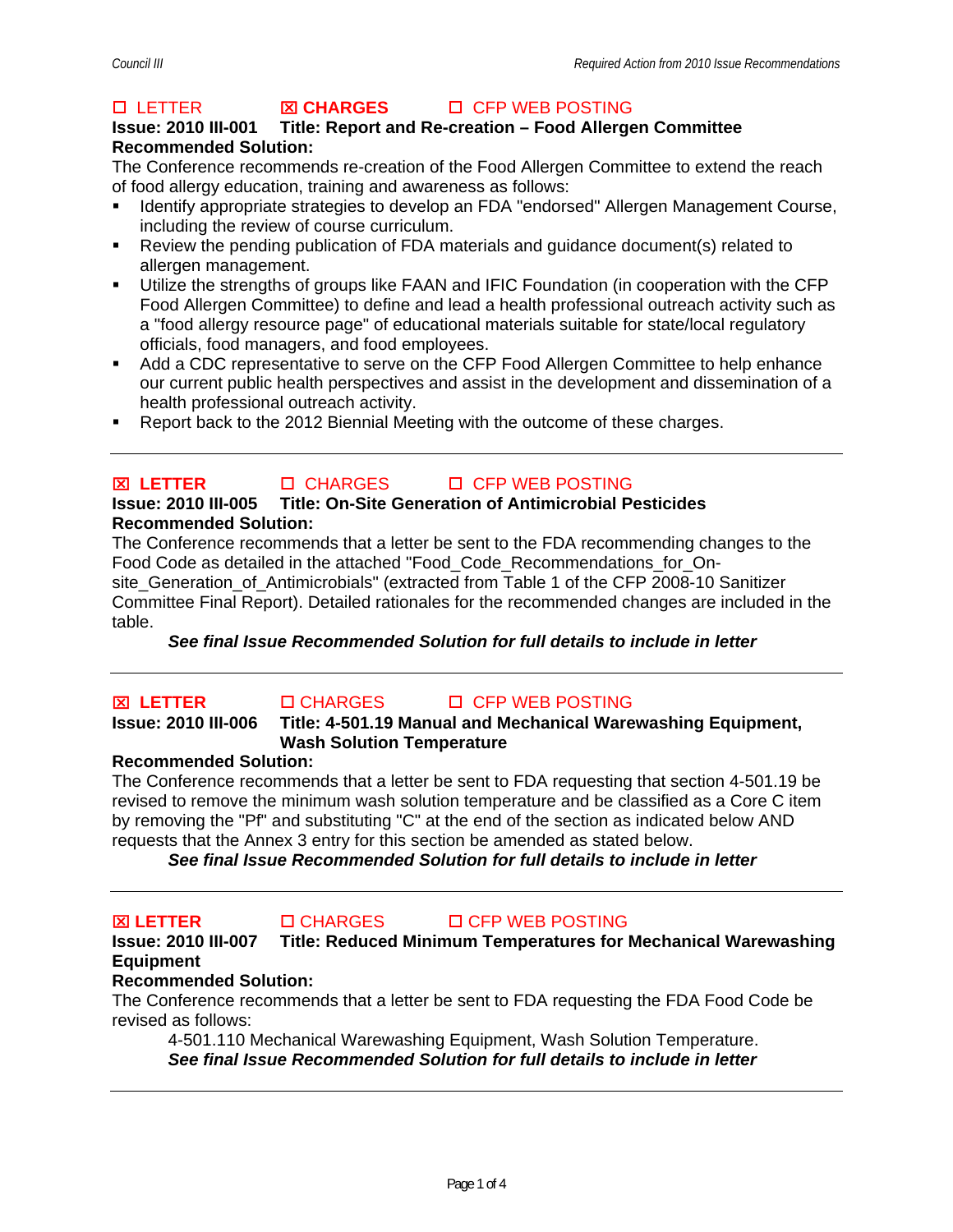☐ LETTER ☒ **CHARGES** ☐ CFP WEB POSTING

**Issue: 2010 III-001 Title: Report and Re-creation – Food Allergen Committee**

**Recommended Solution:**

The Conference recommends re-creation of the Food Allergen Committee to extend the reach of food allergy education, training and awareness as follows:

- Identify appropriate strategies to develop an FDA "endorsed" Allergen Management Course, including the review of course curriculum.
- Review the pending publication of FDA materials and guidance document(s) related to allergen management.
- Utilize the strengths of groups like FAAN and IFIC Foundation (in cooperation with the CFP Food Allergen Committee) to define and lead a health professional outreach activity such as a "food allergy resource page" of educational materials suitable for state/local regulatory officials, food managers, and food employees.
- Add a CDC representative to serve on the CFP Food Allergen Committee to help enhance our current public health perspectives and assist in the development and dissemination of a health professional outreach activity.
- Report back to the 2012 Biennial Meeting with the outcome of these charges.

---

☒ **LETTER** ☐ CHARGES ☐ CFP WEB POSTING

**Issue: 2010 III-005 Title: On-Site Generation of Antimicrobial Pesticides**

**Recommended Solution:**

The Conference recommends that a letter be sent to the FDA recommending changes to the Food Code as detailed in the attached "Food_Code_Recommendations_for_On-site_Generation_of_Antimicrobials" (extracted from Table 1 of the CFP 2008-10 Sanitizer Committee Final Report). Detailed rationales for the recommended changes are included in the table.

***See final Issue Recommended Solution for full details to include in letter***

---

☒ **LETTER** ☐ CHARGES ☐ CFP WEB POSTING

**Issue: 2010 III-006 Title: 4-501.19 Manual and Mechanical Warewashing Equipment, Wash Solution Temperature**

**Recommended Solution:**

The Conference recommends that a letter be sent to FDA requesting that section 4-501.19 be revised to remove the minimum wash solution temperature and be classified as a Core C item by removing the "Pf" and substituting "C" at the end of the section as indicated below AND requests that the Annex 3 entry for this section be amended as stated below.

***See final Issue Recommended Solution for full details to include in letter***

---

☒ **LETTER** ☐ CHARGES ☐ CFP WEB POSTING

**Issue: 2010 III-007 Title: Reduced Minimum Temperatures for Mechanical Warewashing Equipment**

**Recommended Solution:**

The Conference recommends that a letter be sent to FDA requesting the FDA Food Code be revised as follows:

4-501.110 Mechanical Warewashing Equipment, Wash Solution Temperature.

***See final Issue Recommended Solution for full details to include in letter***

---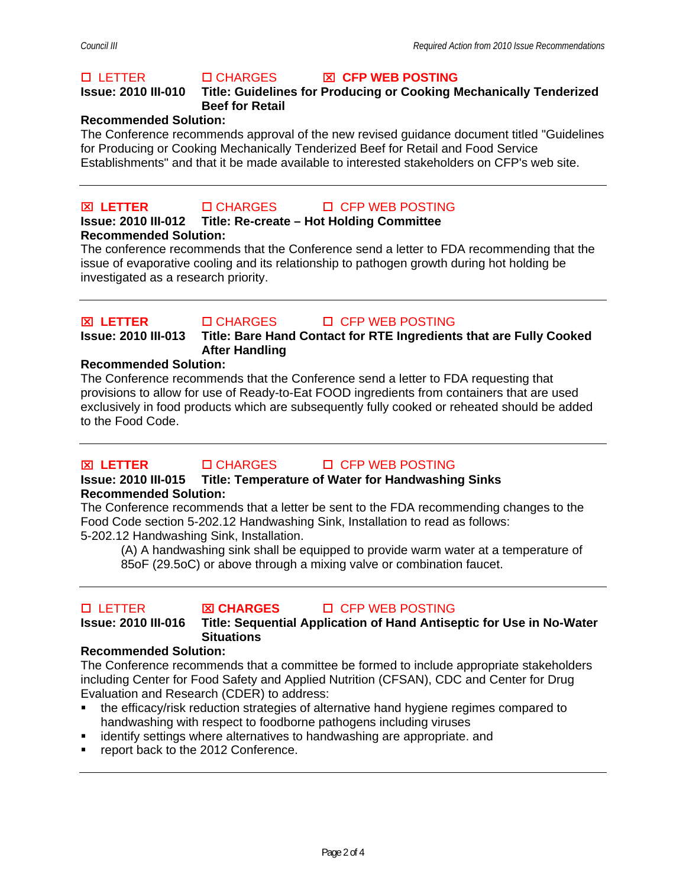☐ LETTER ☐ CHARGES ☒ **CFP WEB POSTING**

**Issue: 2010 III-010 Title: Guidelines for Producing or Cooking Mechanically Tenderized Beef for Retail**

**Recommended Solution:**

The Conference recommends approval of the new revised guidance document titled "Guidelines for Producing or Cooking Mechanically Tenderized Beef for Retail and Food Service Establishments" and that it be made available to interested stakeholders on CFP's web site.

---

☒ **LETTER** ☐ CHARGES ☐ CFP WEB POSTING

**Issue: 2010 III-012 Title: Re-create – Hot Holding Committee**

**Recommended Solution:**

The conference recommends that the Conference send a letter to FDA recommending that the issue of evaporative cooling and its relationship to pathogen growth during hot holding be investigated as a research priority.

---

☒ **LETTER** ☐ CHARGES ☐ CFP WEB POSTING

**Issue: 2010 III-013 Title: Bare Hand Contact for RTE Ingredients that are Fully Cooked After Handling**

**Recommended Solution:**

The Conference recommends that the Conference send a letter to FDA requesting that provisions to allow for use of Ready-to-Eat FOOD ingredients from containers that are used exclusively in food products which are subsequently fully cooked or reheated should be added to the Food Code.

---

☒ **LETTER** ☐ CHARGES ☐ CFP WEB POSTING

**Issue: 2010 III-015 Title: Temperature of Water for Handwashing Sinks**

**Recommended Solution:**

The Conference recommends that a letter be sent to the FDA recommending changes to the Food Code section 5-202.12 Handwashing Sink, Installation to read as follows:

5-202.12 Handwashing Sink, Installation.

> (A) A handwashing sink shall be equipped to provide warm water at a temperature of 85oF (29.5oC) or above through a mixing valve or combination faucet.

---

☐ LETTER ☒ **CHARGES** ☐ CFP WEB POSTING

**Issue: 2010 III-016 Title: Sequential Application of Hand Antiseptic for Use in No-Water Situations**

**Recommended Solution:**

The Conference recommends that a committee be formed to include appropriate stakeholders including Center for Food Safety and Applied Nutrition (CFSAN), CDC and Center for Drug Evaluation and Research (CDER) to address:

- the efficacy/risk reduction strategies of alternative hand hygiene regimes compared to handwashing with respect to foodborne pathogens including viruses
- identify settings where alternatives to handwashing are appropriate. and
- report back to the 2012 Conference.

---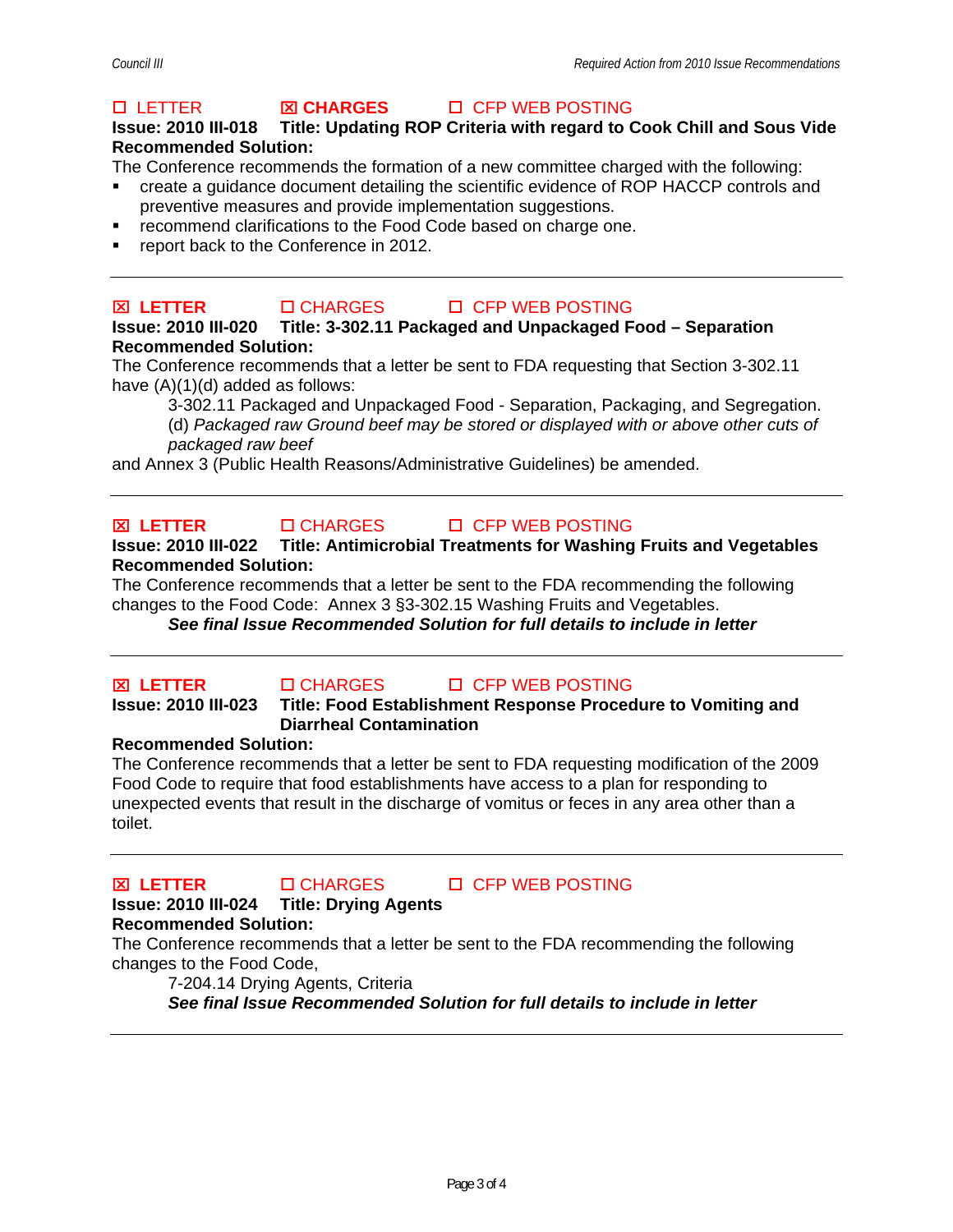☐ LETTER ☒ **CHARGES** ☐ CFP WEB POSTING

**Issue: 2010 III-018 Title: Updating ROP Criteria with regard to Cook Chill and Sous Vide**

**Recommended Solution:**

The Conference recommends the formation of a new committee charged with the following:

- create a guidance document detailing the scientific evidence of ROP HACCP controls and preventive measures and provide implementation suggestions.
- recommend clarifications to the Food Code based on charge one.
- report back to the Conference in 2012.

---

☒ **LETTER** ☐ CHARGES ☐ CFP WEB POSTING

**Issue: 2010 III-020 Title: 3-302.11 Packaged and Unpackaged Food – Separation**

**Recommended Solution:**

The Conference recommends that a letter be sent to FDA requesting that Section 3-302.11 have (A)(1)(d) added as follows:

> 3-302.11 Packaged and Unpackaged Food - Separation, Packaging, and Segregation.
> (d) *Packaged raw Ground beef may be stored or displayed with or above other cuts of packaged raw beef*

and Annex 3 (Public Health Reasons/Administrative Guidelines) be amended.

---

☒ **LETTER** ☐ CHARGES ☐ CFP WEB POSTING

**Issue: 2010 III-022 Title: Antimicrobial Treatments for Washing Fruits and Vegetables**

**Recommended Solution:**

The Conference recommends that a letter be sent to the FDA recommending the following changes to the Food Code: Annex 3 §3-302.15 Washing Fruits and Vegetables.

> ***See final Issue Recommended Solution for full details to include in letter***

---

☒ **LETTER** ☐ CHARGES ☐ CFP WEB POSTING

**Issue: 2010 III-023 Title: Food Establishment Response Procedure to Vomiting and Diarrheal Contamination**

**Recommended Solution:**

The Conference recommends that a letter be sent to FDA requesting modification of the 2009 Food Code to require that food establishments have access to a plan for responding to unexpected events that result in the discharge of vomitus or feces in any area other than a toilet.

---

☒ **LETTER** ☐ CHARGES ☐ CFP WEB POSTING

**Issue: 2010 III-024 Title: Drying Agents**

**Recommended Solution:**

The Conference recommends that a letter be sent to the FDA recommending the following changes to the Food Code,

> 7-204.14 Drying Agents, Criteria
> ***See final Issue Recommended Solution for full details to include in letter***

---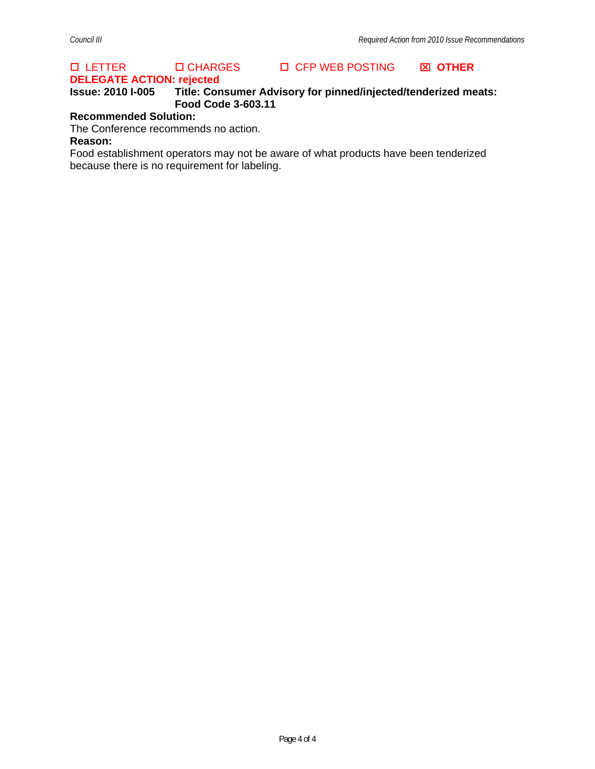☐ LETTER ☐ CHARGES ☐ CFP WEB POSTING ☒ **OTHER**

**DELEGATE ACTION: rejected**

**Issue: 2010 I-005 Title: Consumer Advisory for pinned/injected/tenderized meats: Food Code 3-603.11**

**Recommended Solution:**

The Conference recommends no action.

**Reason:**

Food establishment operators may not be aware of what products have been tenderized because there is no requirement for labeling.